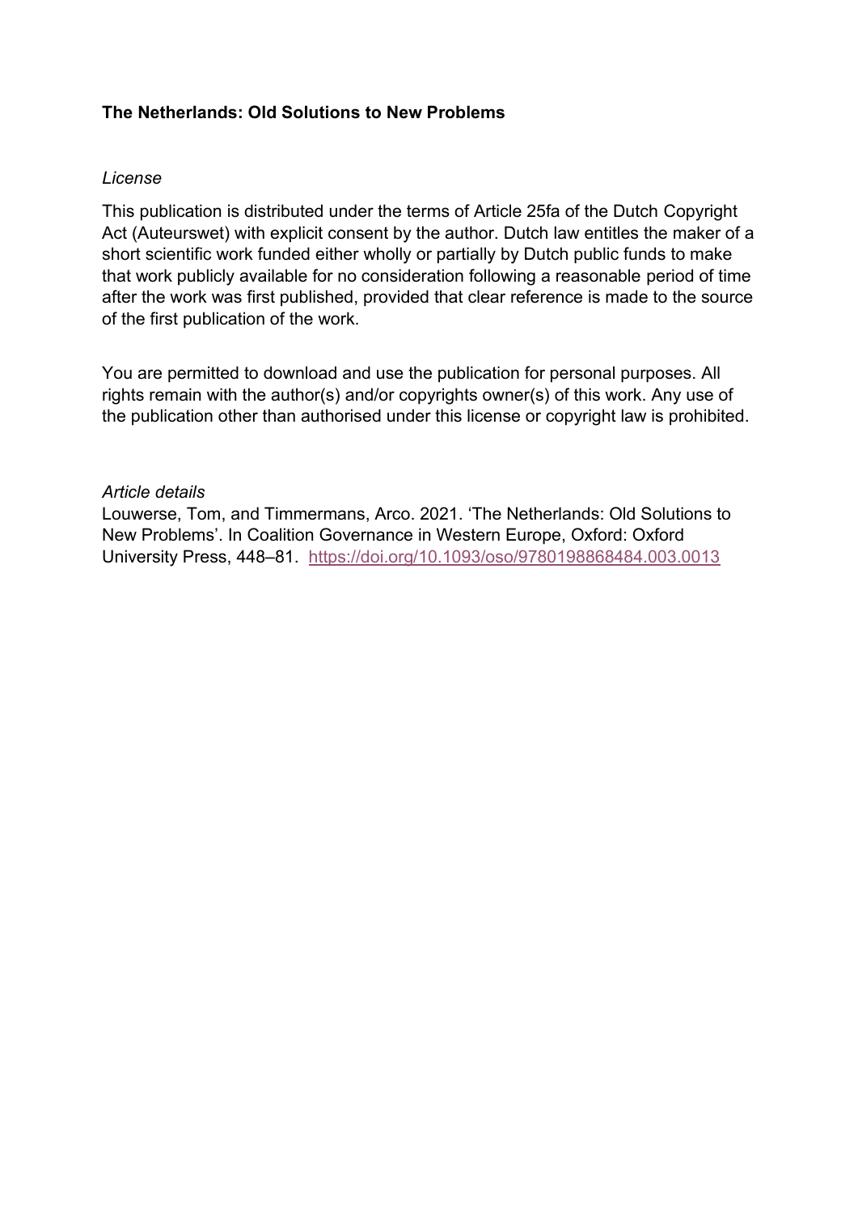**The Netherlands: Old Solutions to New Problems**

*License*

This publication is distributed under the terms of Article 25fa of the Dutch Copyright Act (Auteurswet) with explicit consent by the author. Dutch law entitles the maker of a short scientific work funded either wholly or partially by Dutch public funds to make that work publicly available for no consideration following a reasonable period of time after the work was first published, provided that clear reference is made to the source of the first publication of the work.

You are permitted to download and use the publication for personal purposes. All rights remain with the author(s) and/or copyrights owner(s) of this work. Any use of the publication other than authorised under this license or copyright law is prohibited.

*Article details*

Louwerse, Tom, and Timmermans, Arco. 2021. 'The Netherlands: Old Solutions to New Problems'. In Coalition Governance in Western Europe, Oxford: Oxford University Press, 448–81. https://doi.org/10.1093/oso/9780198868484.003.0013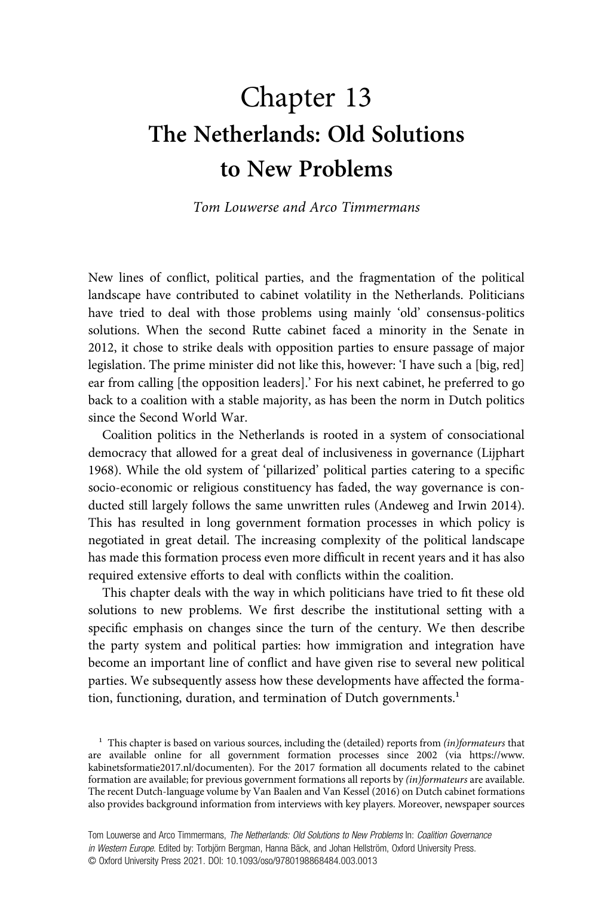# Chapter 13

## The Netherlands: Old Solutions to New Problems

*Tom Louwerse and Arco Timmermans*

New lines of conflict, political parties, and the fragmentation of the political landscape have contributed to cabinet volatility in the Netherlands. Politicians have tried to deal with those problems using mainly 'old' consensus-politics solutions. When the second Rutte cabinet faced a minority in the Senate in 2012, it chose to strike deals with opposition parties to ensure passage of major legislation. The prime minister did not like this, however: 'I have such a [big, red] ear from calling [the opposition leaders].' For his next cabinet, he preferred to go back to a coalition with a stable majority, as has been the norm in Dutch politics since the Second World War.

Coalition politics in the Netherlands is rooted in a system of consociational democracy that allowed for a great deal of inclusiveness in governance (Lijphart 1968). While the old system of 'pillarized' political parties catering to a specific socio-economic or religious constituency has faded, the way governance is conducted still largely follows the same unwritten rules (Andeweg and Irwin 2014). This has resulted in long government formation processes in which policy is negotiated in great detail. The increasing complexity of the political landscape has made this formation process even more difficult in recent years and it has also required extensive efforts to deal with conflicts within the coalition.

This chapter deals with the way in which politicians have tried to fit these old solutions to new problems. We first describe the institutional setting with a specific emphasis on changes since the turn of the century. We then describe the party system and political parties: how immigration and integration have become an important line of conflict and have given rise to several new political parties. We subsequently assess how these developments have affected the formation, functioning, duration, and termination of Dutch governments.[1]

[1] This chapter is based on various sources, including the (detailed) reports from *(in)formateurs* that are available online for all government formation processes since 2002 (via https://www.kabinetsformatie2017.nl/documenten). For the 2017 formation all documents related to the cabinet formation are available; for previous government formations all reports by *(in)formateurs* are available. The recent Dutch-language volume by Van Baalen and Van Kessel (2016) on Dutch cabinet formations also provides background information from interviews with key players. Moreover, newspaper sources

Tom Louwerse and Arco Timmermans, *The Netherlands: Old Solutions to New Problems* In: *Coalition Governance in Western Europe*. Edited by: Torbjörn Bergman, Hanna Bäck, and Johan Hellström, Oxford University Press. © Oxford University Press 2021. DOI: 10.1093/oso/9780198868484.003.0013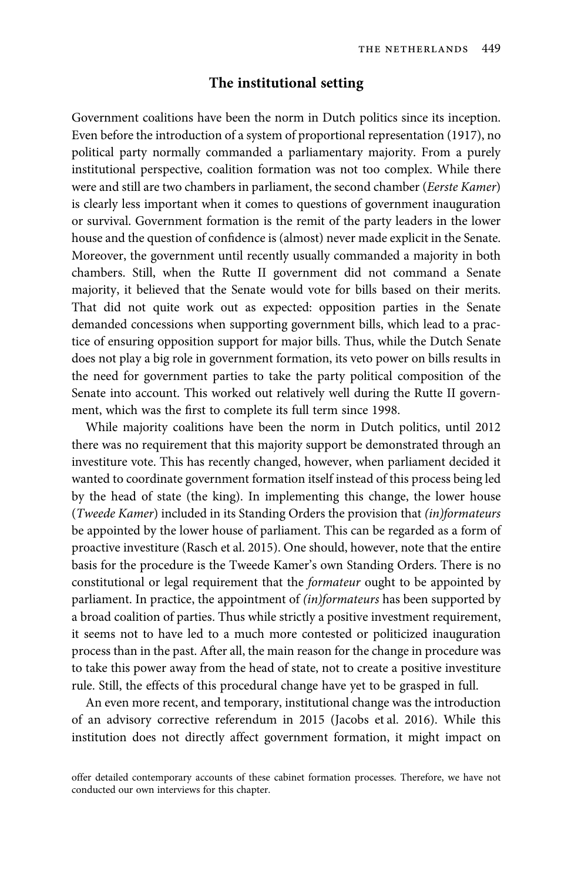## The institutional setting

Government coalitions have been the norm in Dutch politics since its inception. Even before the introduction of a system of proportional representation (1917), no political party normally commanded a parliamentary majority. From a purely institutional perspective, coalition formation was not too complex. While there were and still are two chambers in parliament, the second chamber (*Eerste Kamer*) is clearly less important when it comes to questions of government inauguration or survival. Government formation is the remit of the party leaders in the lower house and the question of confidence is (almost) never made explicit in the Senate. Moreover, the government until recently usually commanded a majority in both chambers. Still, when the Rutte II government did not command a Senate majority, it believed that the Senate would vote for bills based on their merits. That did not quite work out as expected: opposition parties in the Senate demanded concessions when supporting government bills, which lead to a practice of ensuring opposition support for major bills. Thus, while the Dutch Senate does not play a big role in government formation, its veto power on bills results in the need for government parties to take the party political composition of the Senate into account. This worked out relatively well during the Rutte II government, which was the first to complete its full term since 1998.

While majority coalitions have been the norm in Dutch politics, until 2012 there was no requirement that this majority support be demonstrated through an investiture vote. This has recently changed, however, when parliament decided it wanted to coordinate government formation itself instead of this process being led by the head of state (the king). In implementing this change, the lower house (*Tweede Kamer*) included in its Standing Orders the provision that *(in)formateurs* be appointed by the lower house of parliament. This can be regarded as a form of proactive investiture (Rasch et al. 2015). One should, however, note that the entire basis for the procedure is the Tweede Kamer's own Standing Orders. There is no constitutional or legal requirement that the *formateur* ought to be appointed by parliament. In practice, the appointment of *(in)formateurs* has been supported by a broad coalition of parties. Thus while strictly a positive investment requirement, it seems not to have led to a much more contested or politicized inauguration process than in the past. After all, the main reason for the change in procedure was to take this power away from the head of state, not to create a positive investiture rule. Still, the effects of this procedural change have yet to be grasped in full.

An even more recent, and temporary, institutional change was the introduction of an advisory corrective referendum in 2015 (Jacobs et al. 2016). While this institution does not directly affect government formation, it might impact on

offer detailed contemporary accounts of these cabinet formation processes. Therefore, we have not conducted our own interviews for this chapter.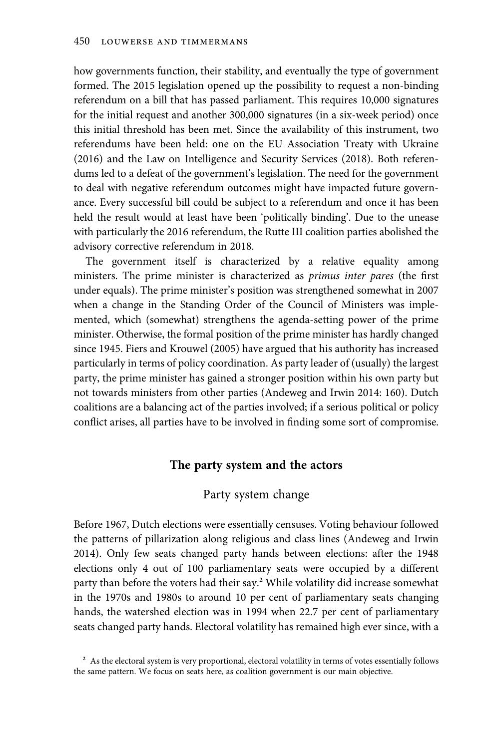how governments function, their stability, and eventually the type of government formed. The 2015 legislation opened up the possibility to request a non-binding referendum on a bill that has passed parliament. This requires 10,000 signatures for the initial request and another 300,000 signatures (in a six-week period) once this initial threshold has been met. Since the availability of this instrument, two referendums have been held: one on the EU Association Treaty with Ukraine (2016) and the Law on Intelligence and Security Services (2018). Both referendums led to a defeat of the government's legislation. The need for the government to deal with negative referendum outcomes might have impacted future governance. Every successful bill could be subject to a referendum and once it has been held the result would at least have been 'politically binding'. Due to the unease with particularly the 2016 referendum, the Rutte III coalition parties abolished the advisory corrective referendum in 2018.

The government itself is characterized by a relative equality among ministers. The prime minister is characterized as *primus inter pares* (the first under equals). The prime minister's position was strengthened somewhat in 2007 when a change in the Standing Order of the Council of Ministers was implemented, which (somewhat) strengthens the agenda-setting power of the prime minister. Otherwise, the formal position of the prime minister has hardly changed since 1945. Fiers and Krouwel (2005) have argued that his authority has increased particularly in terms of policy coordination. As party leader of (usually) the largest party, the prime minister has gained a stronger position within his own party but not towards ministers from other parties (Andeweg and Irwin 2014: 160). Dutch coalitions are a balancing act of the parties involved; if a serious political or policy conflict arises, all parties have to be involved in finding some sort of compromise.

## The party system and the actors

### Party system change

Before 1967, Dutch elections were essentially censuses. Voting behaviour followed the patterns of pillarization along religious and class lines (Andeweg and Irwin 2014). Only few seats changed party hands between elections: after the 1948 elections only 4 out of 100 parliamentary seats were occupied by a different party than before the voters had their say.[2] While volatility did increase somewhat in the 1970s and 1980s to around 10 per cent of parliamentary seats changing hands, the watershed election was in 1994 when 22.7 per cent of parliamentary seats changed party hands. Electoral volatility has remained high ever since, with a

[2] As the electoral system is very proportional, electoral volatility in terms of votes essentially follows the same pattern. We focus on seats here, as coalition government is our main objective.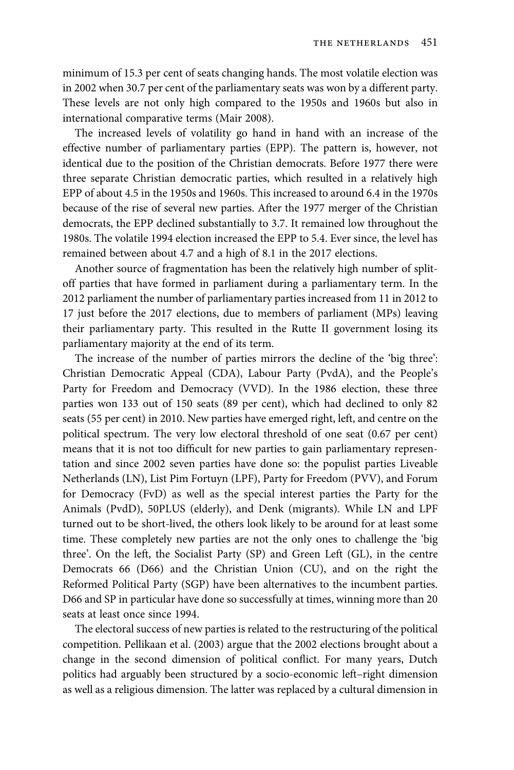minimum of 15.3 per cent of seats changing hands. The most volatile election was in 2002 when 30.7 per cent of the parliamentary seats was won by a different party. These levels are not only high compared to the 1950s and 1960s but also in international comparative terms (Mair 2008).

The increased levels of volatility go hand in hand with an increase of the effective number of parliamentary parties (EPP). The pattern is, however, not identical due to the position of the Christian democrats. Before 1977 there were three separate Christian democratic parties, which resulted in a relatively high EPP of about 4.5 in the 1950s and 1960s. This increased to around 6.4 in the 1970s because of the rise of several new parties. After the 1977 merger of the Christian democrats, the EPP declined substantially to 3.7. It remained low throughout the 1980s. The volatile 1994 election increased the EPP to 5.4. Ever since, the level has remained between about 4.7 and a high of 8.1 in the 2017 elections.

Another source of fragmentation has been the relatively high number of split-off parties that have formed in parliament during a parliamentary term. In the 2012 parliament the number of parliamentary parties increased from 11 in 2012 to 17 just before the 2017 elections, due to members of parliament (MPs) leaving their parliamentary party. This resulted in the Rutte II government losing its parliamentary majority at the end of its term.

The increase of the number of parties mirrors the decline of the 'big three': Christian Democratic Appeal (CDA), Labour Party (PvdA), and the People's Party for Freedom and Democracy (VVD). In the 1986 election, these three parties won 133 out of 150 seats (89 per cent), which had declined to only 82 seats (55 per cent) in 2010. New parties have emerged right, left, and centre on the political spectrum. The very low electoral threshold of one seat (0.67 per cent) means that it is not too difficult for new parties to gain parliamentary representation and since 2002 seven parties have done so: the populist parties Liveable Netherlands (LN), List Pim Fortuyn (LPF), Party for Freedom (PVV), and Forum for Democracy (FvD) as well as the special interest parties the Party for the Animals (PvdD), 50PLUS (elderly), and Denk (migrants). While LN and LPF turned out to be short-lived, the others look likely to be around for at least some time. These completely new parties are not the only ones to challenge the 'big three'. On the left, the Socialist Party (SP) and Green Left (GL), in the centre Democrats 66 (D66) and the Christian Union (CU), and on the right the Reformed Political Party (SGP) have been alternatives to the incumbent parties. D66 and SP in particular have done so successfully at times, winning more than 20 seats at least once since 1994.

The electoral success of new parties is related to the restructuring of the political competition. Pellikaan et al. (2003) argue that the 2002 elections brought about a change in the second dimension of political conflict. For many years, Dutch politics had arguably been structured by a socio-economic left–right dimension as well as a religious dimension. The latter was replaced by a cultural dimension in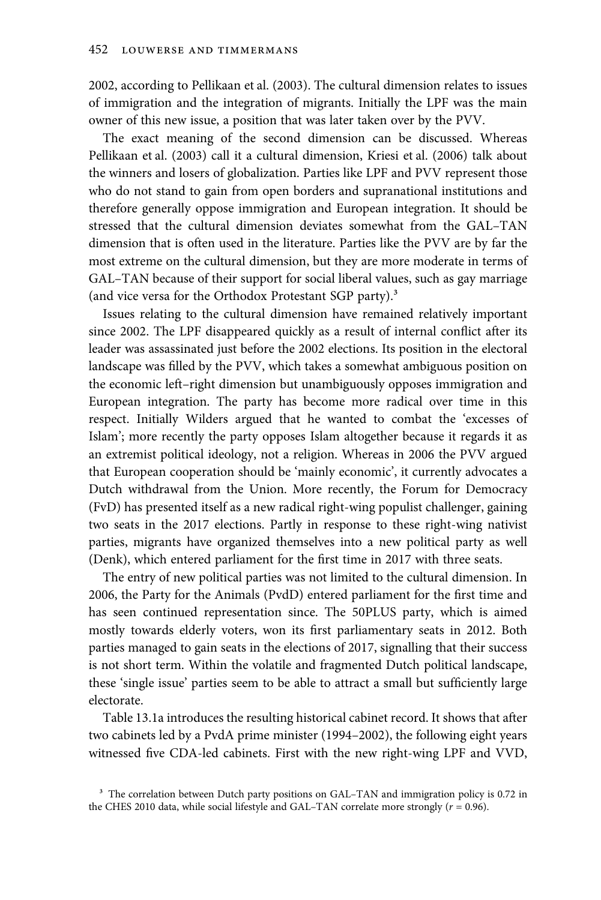2002, according to Pellikaan et al. (2003). The cultural dimension relates to issues of immigration and the integration of migrants. Initially the LPF was the main owner of this new issue, a position that was later taken over by the PVV.

The exact meaning of the second dimension can be discussed. Whereas Pellikaan et al. (2003) call it a cultural dimension, Kriesi et al. (2006) talk about the winners and losers of globalization. Parties like LPF and PVV represent those who do not stand to gain from open borders and supranational institutions and therefore generally oppose immigration and European integration. It should be stressed that the cultural dimension deviates somewhat from the GAL–TAN dimension that is often used in the literature. Parties like the PVV are by far the most extreme on the cultural dimension, but they are more moderate in terms of GAL–TAN because of their support for social liberal values, such as gay marriage (and vice versa for the Orthodox Protestant SGP party).[3]

Issues relating to the cultural dimension have remained relatively important since 2002. The LPF disappeared quickly as a result of internal conflict after its leader was assassinated just before the 2002 elections. Its position in the electoral landscape was filled by the PVV, which takes a somewhat ambiguous position on the economic left–right dimension but unambiguously opposes immigration and European integration. The party has become more radical over time in this respect. Initially Wilders argued that he wanted to combat the 'excesses of Islam'; more recently the party opposes Islam altogether because it regards it as an extremist political ideology, not a religion. Whereas in 2006 the PVV argued that European cooperation should be 'mainly economic', it currently advocates a Dutch withdrawal from the Union. More recently, the Forum for Democracy (FvD) has presented itself as a new radical right-wing populist challenger, gaining two seats in the 2017 elections. Partly in response to these right-wing nativist parties, migrants have organized themselves into a new political party as well (Denk), which entered parliament for the first time in 2017 with three seats.

The entry of new political parties was not limited to the cultural dimension. In 2006, the Party for the Animals (PvdD) entered parliament for the first time and has seen continued representation since. The 50PLUS party, which is aimed mostly towards elderly voters, won its first parliamentary seats in 2012. Both parties managed to gain seats in the elections of 2017, signalling that their success is not short term. Within the volatile and fragmented Dutch political landscape, these 'single issue' parties seem to be able to attract a small but sufficiently large electorate.

Table 13.1a introduces the resulting historical cabinet record. It shows that after two cabinets led by a PvdA prime minister (1994–2002), the following eight years witnessed five CDA-led cabinets. First with the new right-wing LPF and VVD,

[3] The correlation between Dutch party positions on GAL–TAN and immigration policy is 0.72 in the CHES 2010 data, while social lifestyle and GAL–TAN correlate more strongly ($r = 0.96$).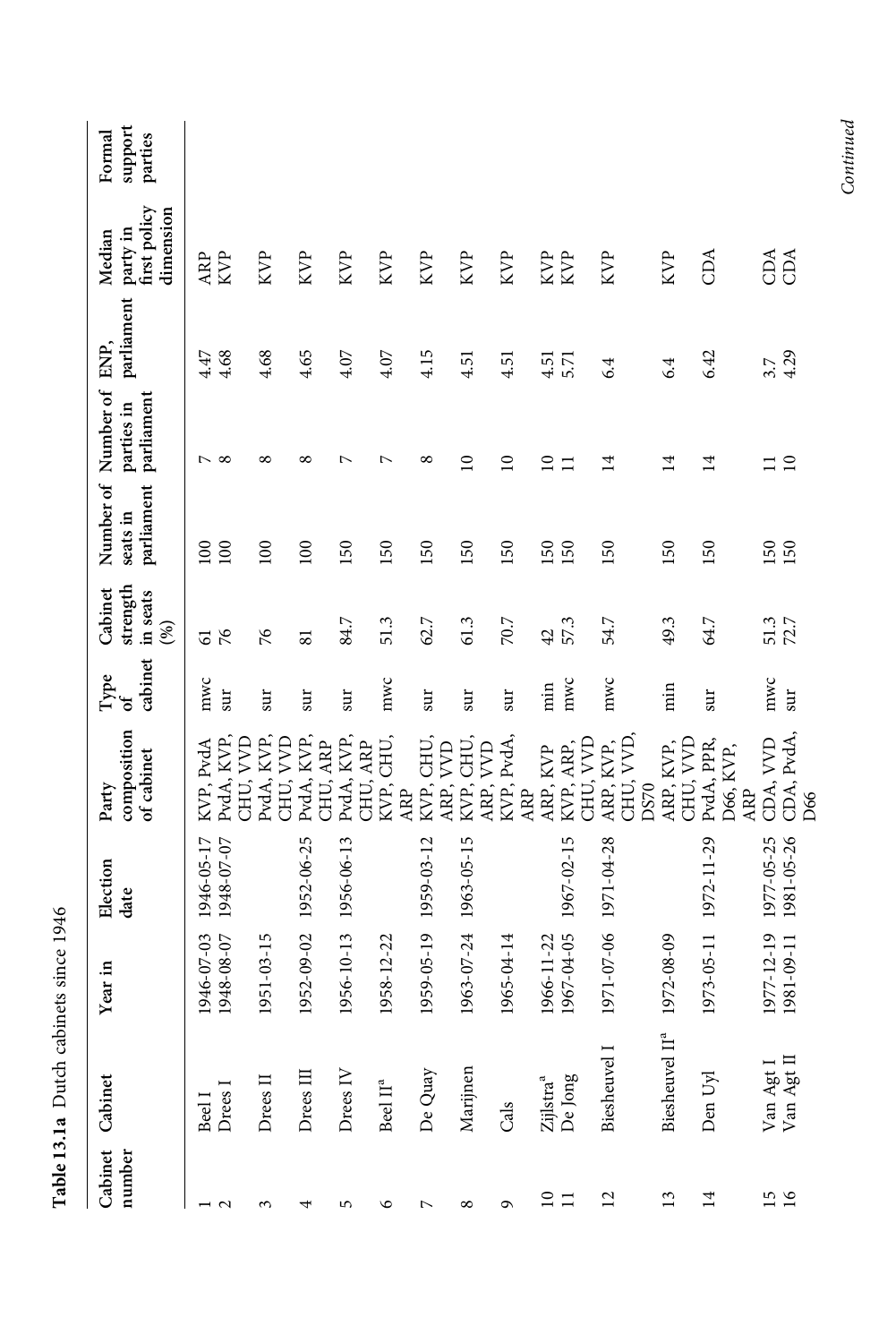**Table 13.1a** Dutch cabinets since 1946

| Cabinet number | Cabinet | Year in | Election date | Party composition of cabinet | Type of cabinet | Cabinet strength in seats (%) | Number of seats in parliament | Number of parties in parliament | ENP, parliament | Median party in first policy dimension | Formal support parties |
|---|---|---|---|---|---|---|---|---|---|---|---|
| 1 | Beel I | 1946-07-03 | 1946-05-17 | KVP, PvdA | mwc | 61 | 100 | 7 | 4.47 | ARP | |
| 2 | Drees I | 1948-08-07 | 1948-07-07 | PvdA, KVP, CHU, VVD | sur | 76 | 100 | 8 | 4.68 | KVP | |
| 3 | Drees II | 1951-03-15 | | PvdA, KVP, CHU, VVD | sur | 76 | 100 | 8 | 4.68 | KVP | |
| 4 | Drees III | 1952-09-02 | 1952-06-25 | PvdA, KVP, CHU, ARP | sur | 81 | 100 | 8 | 4.65 | KVP | |
| 5 | Drees IV | 1956-10-13 | 1956-06-13 | PvdA, KVP, CHU, ARP | sur | 84.7 | 150 | 7 | 4.07 | KVP | |
| 6 | Beel II[a] | 1958-12-22 | | KVP, CHU, ARP | mwc | 51.3 | 150 | 7 | 4.07 | KVP | |
| 7 | De Quay | 1959-05-19 | 1959-03-12 | KVP, CHU, ARP, VVD | sur | 62.7 | 150 | 8 | 4.15 | KVP | |
| 8 | Marijnen | 1963-07-24 | 1963-05-15 | KVP, CHU, ARP, VVD | sur | 61.3 | 150 | 10 | 4.51 | KVP | |
| 9 | Cals | 1965-04-14 | | KVP, PvdA, ARP | sur | 70.7 | 150 | 10 | 4.51 | KVP | |
| 10 | Zijlstra[a] | 1966-11-22 | | ARP, KVP | min | 42 | 150 | 10 | 4.51 | KVP | |
| 11 | De Jong | 1967-04-05 | 1967-02-15 | KVP, ARP, CHU, VVD | mwc | 57.3 | 150 | 11 | 5.71 | KVP | |
| 12 | Biesheuvel I | 1971-07-06 | 1971-04-28 | ARP, KVP, CHU, VVD, DS70 | mwc | 54.7 | 150 | 14 | 6.4 | KVP | |
| 13 | Biesheuvel II[a] | 1972-08-09 | | ARP, KVP, CHU, VVD | min | 49.3 | 150 | 14 | 6.4 | KVP | |
| 14 | Den Uyl | 1973-05-11 | 1972-11-29 | PvdA, PPR, D66, KVP, ARP | sur | 64.7 | 150 | 14 | 6.42 | CDA | |
| 15 | Van Agt I | 1977-12-19 | 1977-05-25 | CDA, VVD | mwc | 51.3 | 150 | 11 | 3.7 | CDA | |
| 16 | Van Agt II | 1981-09-11 | 1981-05-26 | CDA, PvdA, D66 | sur | 72.7 | 150 | 10 | 4.29 | CDA | |

*Continued*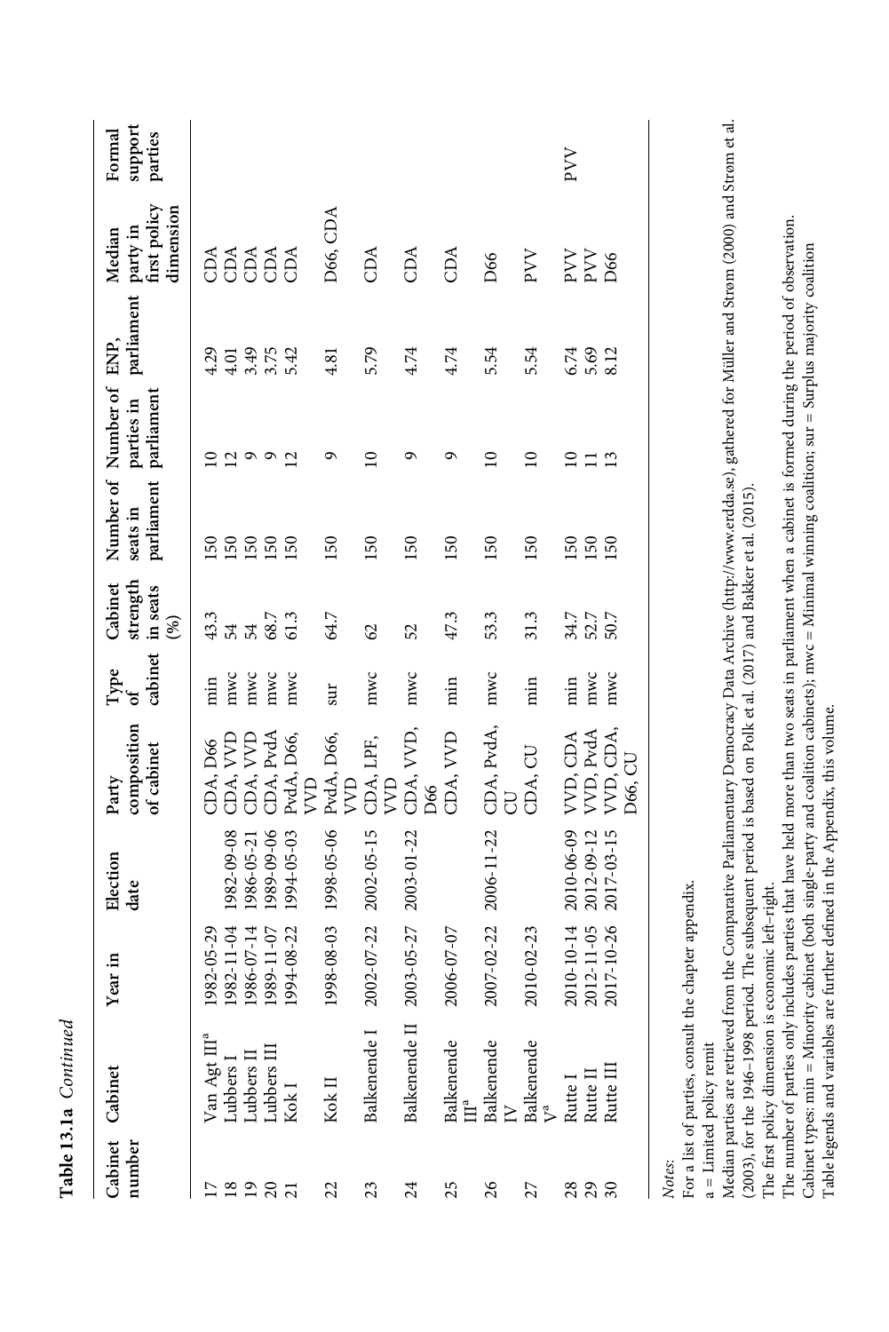**Table 13.1a** *Continued*

| Cabinet number | Cabinet | Year in | Election date | Party composition of cabinet | Type of cabinet | Cabinet strength in seats (%) | Number of seats in parliament | Number of parties in parliament | ENP, parliament | Median party in first policy dimension | Formal support parties |
|---|---|---|---|---|---|---|---|---|---|---|---|
| 17 | Van Agt III[a] | 1982-05-29 | | CDA, D66 | min | 43.3 | 150 | 10 | 4.29 | CDA | |
| 18 | Lubbers I | 1982-11-04 | 1982-09-08 | CDA, VVD | mwc | 54 | 150 | 12 | 4.01 | CDA | |
| 19 | Lubbers II | 1986-07-14 | 1986-05-21 | CDA, VVD | mwc | 54 | 150 | 9 | 3.49 | CDA | |
| 20 | Lubbers III | 1989-11-07 | 1989-09-06 | CDA, PvdA | mwc | 68.7 | 150 | 9 | 3.75 | CDA | |
| 21 | Kok I | 1994-08-22 | 1994-05-03 | PvdA, D66, VVD | mwc | 61.3 | 150 | 12 | 5.42 | CDA | |
| 22 | Kok II | 1998-08-03 | 1998-05-06 | PvdA, D66, VVD | sur | 64.7 | 150 | 9 | 4.81 | D66, CDA | |
| 23 | Balkenende I | 2002-07-22 | 2002-05-15 | CDA, LPF, VVD | mwc | 62 | 150 | 10 | 5.79 | CDA | |
| 24 | Balkenende II | 2003-05-27 | 2003-01-22 | CDA, VVD, D66 | mwc | 52 | 150 | 9 | 4.74 | CDA | |
| 25 | Balkenende III[a] | 2006-07-07 | | CDA, VVD | min | 47.3 | 150 | 9 | 4.74 | CDA | |
| 26 | Balkenende IV | 2007-02-22 | 2006-11-22 | CDA, PvdA, CU | mwc | 53.3 | 150 | 10 | 5.54 | D66 | |
| 27 | Balkenende V[a] | 2010-02-23 | | CDA, CU | min | 31.3 | 150 | 10 | 5.54 | PVV | |
| 28 | Rutte I | 2010-10-14 | 2010-06-09 | VVD, CDA | min | 34.7 | 150 | 10 | 6.74 | PVV | PVV |
| 29 | Rutte II | 2012-11-05 | 2012-09-12 | VVD, PvdA | mwc | 52.7 | 150 | 11 | 5.69 | PVV | |
| 30 | Rutte III | 2017-10-26 | 2017-03-15 | VVD, CDA, D66, CU | mwc | 50.7 | 150 | 13 | 8.12 | D66 | |

*Notes*:
For a list of parties, consult the chapter appendix.
a = Limited policy remit
Median parties are retrieved from the Comparative Parliamentary Democracy Data Archive (http://www.erdda.se), gathered for Müller and Strøm (2000) and Strøm et al. (2003), for the 1946–1998 period. The subsequent period is based on Polk et al. (2017) and Bakker et al. (2015).
The first policy dimension is economic left–right.
The number of parties only includes parties that have held more than two seats in parliament when a cabinet is formed during the period of observation.
Cabinet types: min = Minority cabinet (both single-party and coalition cabinets); mwc = Minimal winning coalition; sur = Surplus majority coalition
Table legends and variables are further defined in the Appendix, this volume.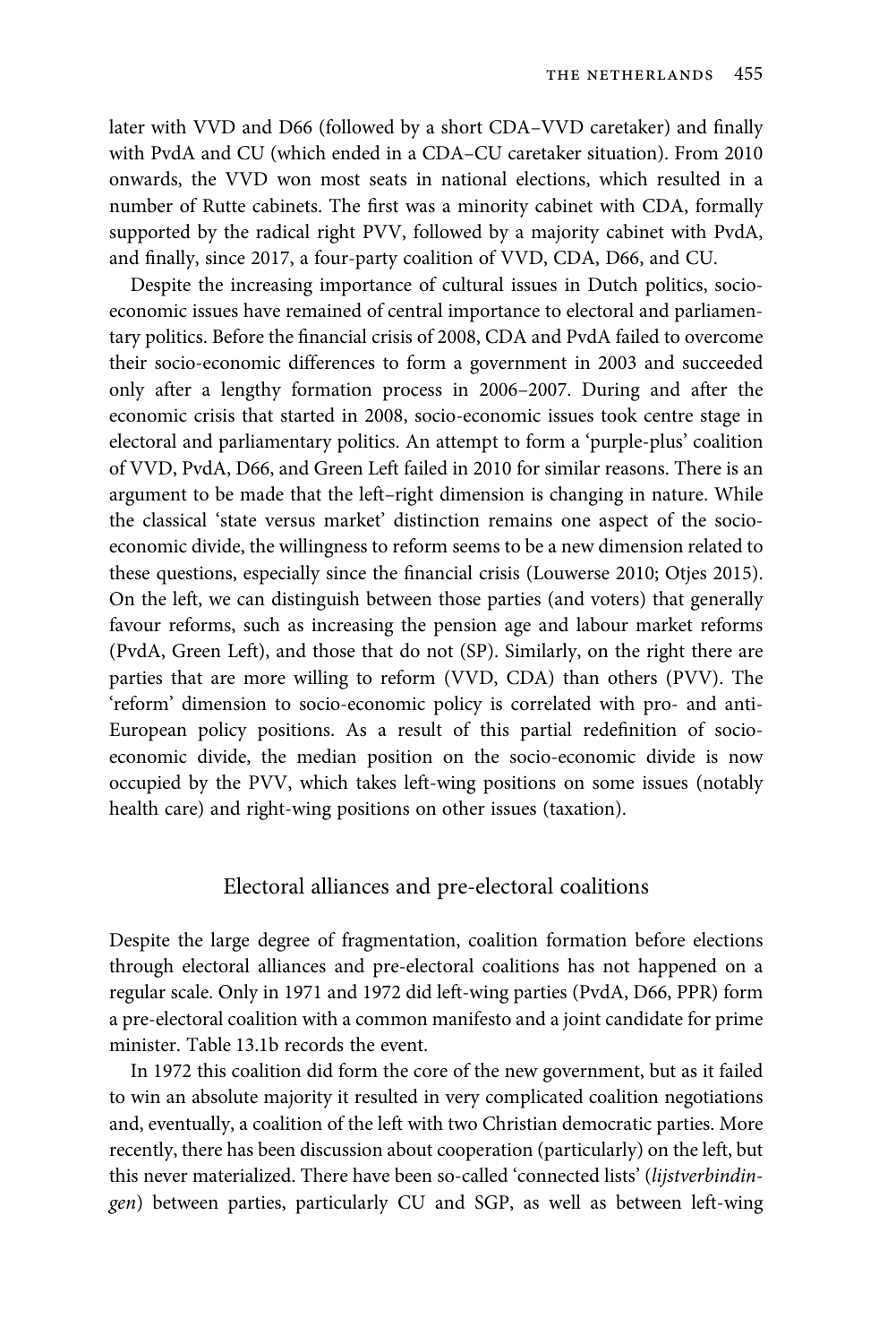later with VVD and D66 (followed by a short CDA–VVD caretaker) and finally with PvdA and CU (which ended in a CDA–CU caretaker situation). From 2010 onwards, the VVD won most seats in national elections, which resulted in a number of Rutte cabinets. The first was a minority cabinet with CDA, formally supported by the radical right PVV, followed by a majority cabinet with PvdA, and finally, since 2017, a four-party coalition of VVD, CDA, D66, and CU.

Despite the increasing importance of cultural issues in Dutch politics, socio-economic issues have remained of central importance to electoral and parliamentary politics. Before the financial crisis of 2008, CDA and PvdA failed to overcome their socio-economic differences to form a government in 2003 and succeeded only after a lengthy formation process in 2006–2007. During and after the economic crisis that started in 2008, socio-economic issues took centre stage in electoral and parliamentary politics. An attempt to form a 'purple-plus' coalition of VVD, PvdA, D66, and Green Left failed in 2010 for similar reasons. There is an argument to be made that the left–right dimension is changing in nature. While the classical 'state versus market' distinction remains one aspect of the socio-economic divide, the willingness to reform seems to be a new dimension related to these questions, especially since the financial crisis (Louwerse 2010; Otjes 2015). On the left, we can distinguish between those parties (and voters) that generally favour reforms, such as increasing the pension age and labour market reforms (PvdA, Green Left), and those that do not (SP). Similarly, on the right there are parties that are more willing to reform (VVD, CDA) than others (PVV). The 'reform' dimension to socio-economic policy is correlated with pro- and anti-European policy positions. As a result of this partial redefinition of socio-economic divide, the median position on the socio-economic divide is now occupied by the PVV, which takes left-wing positions on some issues (notably health care) and right-wing positions on other issues (taxation).

## Electoral alliances and pre-electoral coalitions

Despite the large degree of fragmentation, coalition formation before elections through electoral alliances and pre-electoral coalitions has not happened on a regular scale. Only in 1971 and 1972 did left-wing parties (PvdA, D66, PPR) form a pre-electoral coalition with a common manifesto and a joint candidate for prime minister. Table 13.1b records the event.

In 1972 this coalition did form the core of the new government, but as it failed to win an absolute majority it resulted in very complicated coalition negotiations and, eventually, a coalition of the left with two Christian democratic parties. More recently, there has been discussion about cooperation (particularly) on the left, but this never materialized. There have been so-called 'connected lists' (*lijstverbindingen*) between parties, particularly CU and SGP, as well as between left-wing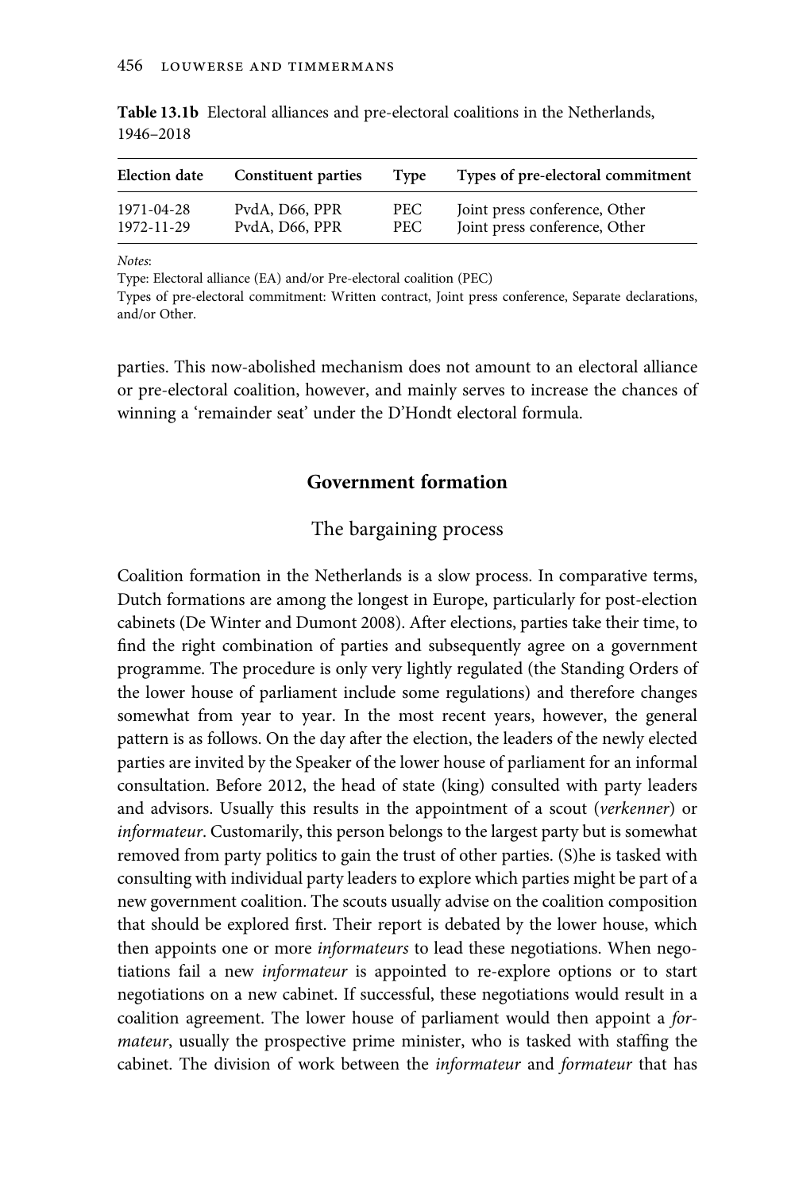**Table 13.1b** Electoral alliances and pre-electoral coalitions in the Netherlands, 1946–2018

| Election date | Constituent parties | Type | Types of pre-electoral commitment |
|---|---|---|---|
| 1971-04-28 | PvdA, D66, PPR | PEC | Joint press conference, Other |
| 1972-11-29 | PvdA, D66, PPR | PEC | Joint press conference, Other |

*Notes*:
Type: Electoral alliance (EA) and/or Pre-electoral coalition (PEC)
Types of pre-electoral commitment: Written contract, Joint press conference, Separate declarations, and/or Other.

parties. This now-abolished mechanism does not amount to an electoral alliance or pre-electoral coalition, however, and mainly serves to increase the chances of winning a 'remainder seat' under the D'Hondt electoral formula.

## Government formation

### The bargaining process

Coalition formation in the Netherlands is a slow process. In comparative terms, Dutch formations are among the longest in Europe, particularly for post-election cabinets (De Winter and Dumont 2008). After elections, parties take their time, to find the right combination of parties and subsequently agree on a government programme. The procedure is only very lightly regulated (the Standing Orders of the lower house of parliament include some regulations) and therefore changes somewhat from year to year. In the most recent years, however, the general pattern is as follows. On the day after the election, the leaders of the newly elected parties are invited by the Speaker of the lower house of parliament for an informal consultation. Before 2012, the head of state (king) consulted with party leaders and advisors. Usually this results in the appointment of a scout (*verkenner*) or *informateur*. Customarily, this person belongs to the largest party but is somewhat removed from party politics to gain the trust of other parties. (S)he is tasked with consulting with individual party leaders to explore which parties might be part of a new government coalition. The scouts usually advise on the coalition composition that should be explored first. Their report is debated by the lower house, which then appoints one or more *informateurs* to lead these negotiations. When negotiations fail a new *informateur* is appointed to re-explore options or to start negotiations on a new cabinet. If successful, these negotiations would result in a coalition agreement. The lower house of parliament would then appoint a *formateur*, usually the prospective prime minister, who is tasked with staffing the cabinet. The division of work between the *informateur* and *formateur* that has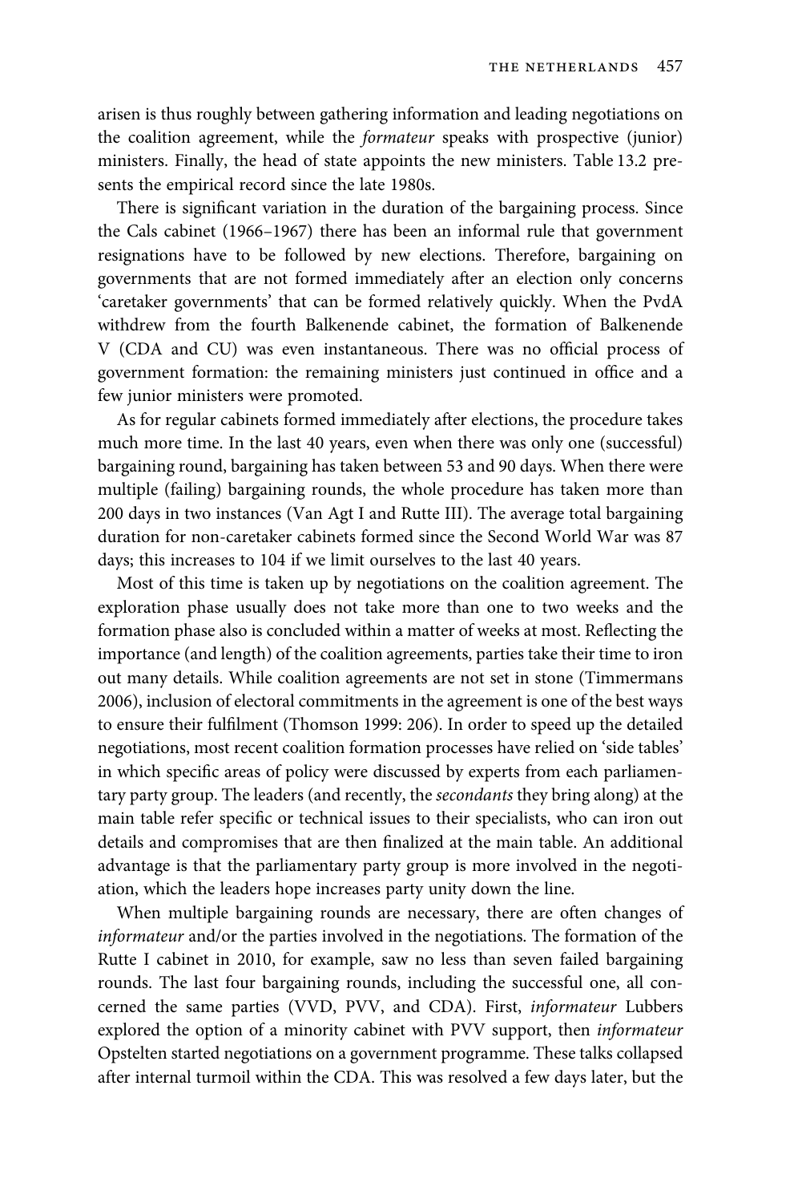arisen is thus roughly between gathering information and leading negotiations on the coalition agreement, while the *formateur* speaks with prospective (junior) ministers. Finally, the head of state appoints the new ministers. Table 13.2 presents the empirical record since the late 1980s.

There is significant variation in the duration of the bargaining process. Since the Cals cabinet (1966–1967) there has been an informal rule that government resignations have to be followed by new elections. Therefore, bargaining on governments that are not formed immediately after an election only concerns 'caretaker governments' that can be formed relatively quickly. When the PvdA withdrew from the fourth Balkenende cabinet, the formation of Balkenende V (CDA and CU) was even instantaneous. There was no official process of government formation: the remaining ministers just continued in office and a few junior ministers were promoted.

As for regular cabinets formed immediately after elections, the procedure takes much more time. In the last 40 years, even when there was only one (successful) bargaining round, bargaining has taken between 53 and 90 days. When there were multiple (failing) bargaining rounds, the whole procedure has taken more than 200 days in two instances (Van Agt I and Rutte III). The average total bargaining duration for non-caretaker cabinets formed since the Second World War was 87 days; this increases to 104 if we limit ourselves to the last 40 years.

Most of this time is taken up by negotiations on the coalition agreement. The exploration phase usually does not take more than one to two weeks and the formation phase also is concluded within a matter of weeks at most. Reflecting the importance (and length) of the coalition agreements, parties take their time to iron out many details. While coalition agreements are not set in stone (Timmermans 2006), inclusion of electoral commitments in the agreement is one of the best ways to ensure their fulfilment (Thomson 1999: 206). In order to speed up the detailed negotiations, most recent coalition formation processes have relied on 'side tables' in which specific areas of policy were discussed by experts from each parliamentary party group. The leaders (and recently, the *secondants* they bring along) at the main table refer specific or technical issues to their specialists, who can iron out details and compromises that are then finalized at the main table. An additional advantage is that the parliamentary party group is more involved in the negotiation, which the leaders hope increases party unity down the line.

When multiple bargaining rounds are necessary, there are often changes of *informateur* and/or the parties involved in the negotiations. The formation of the Rutte I cabinet in 2010, for example, saw no less than seven failed bargaining rounds. The last four bargaining rounds, including the successful one, all concerned the same parties (VVD, PVV, and CDA). First, *informateur* Lubbers explored the option of a minority cabinet with PVV support, then *informateur* Opstelten started negotiations on a government programme. These talks collapsed after internal turmoil within the CDA. This was resolved a few days later, but the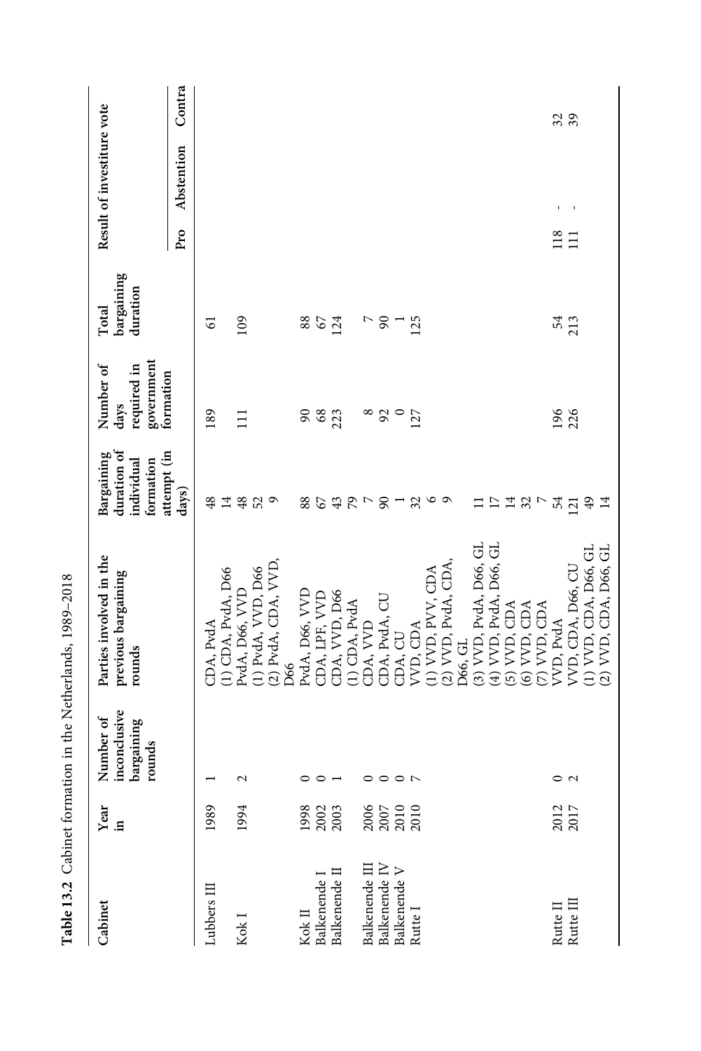**Table 13.2** Cabinet formation in the Netherlands, 1989–2018

| Cabinet | Year in | Number of inconclusive bargaining rounds | Parties involved in the previous bargaining rounds | Bargaining duration of individual formation attempt (in days) | Number of days required in government formation | Total bargaining duration | Result of investiture vote | | |
|---|---|---|---|---|---|---|---|---|---|
| | | | | | | | Pro | Abstention | Contra |
| Lubbers III | 1989 | 1 | CDA, PvdA | 48 | 189 | 61 | | | |
| | | | (1) CDA, PvdA, D66 | 14 | | | | | |
| Kok I | 1994 | 2 | PvdA, D66, VVD | 48 | 111 | 109 | | | |
| | | | (1) PvdA, VVD, D66 | 52 | | | | | |
| | | | (2) PvdA, CDA, VVD, D66 | 9 | | | | | |
| Kok II | 1998 | 0 | PvdA, D66, VVD | 88 | 90 | 88 | | | |
| Balkenende I | 2002 | 0 | CDA, LPF, VVD | 67 | 68 | 67 | | | |
| Balkenende II | 2003 | 1 | CDA, VVD, D66 | 43 | 223 | 124 | | | |
| | | | (1) CDA, PvdA | 79 | | | | | |
| Balkenende III | 2006 | 0 | CDA, VVD | 7 | 8 | 7 | | | |
| Balkenende IV | 2007 | 0 | CDA, PvdA, CU | 90 | 92 | 90 | | | |
| Balkenende V | 2010 | 0 | CDA, CU | 1 | 0 | 1 | | | |
| Rutte I | 2010 | 7 | VVD, CDA | 32 | 127 | 125 | | | |
| | | | (1) VVD, PVV, CDA | 6 | | | | | |
| | | | (2) VVD, PvdA, CDA, D66, GL | 9 | | | | | |
| | | | (3) VVD, PvdA, D66, GL | 11 | | | | | |
| | | | (4) VVD, PvdA, D66, GL | 17 | | | | | |
| | | | (5) VVD, CDA | 14 | | | | | |
| | | | (6) VVD, CDA | 32 | | | | | |
| | | | (7) VVD, CDA | 7 | | | | | |
| Rutte II | 2012 | 0 | VVD, PvdA | 54 | 196 | 54 | 118 | - | 32 |
| Rutte III | 2017 | 2 | VVD, CDA, D66, CU | 121 | 226 | 213 | 111 | - | 39 |
| | | | (1) VVD, CDA, D66, GL | 49 | | | | | |
| | | | (2) VVD, CDA, D66, GL | 14 | | | | | |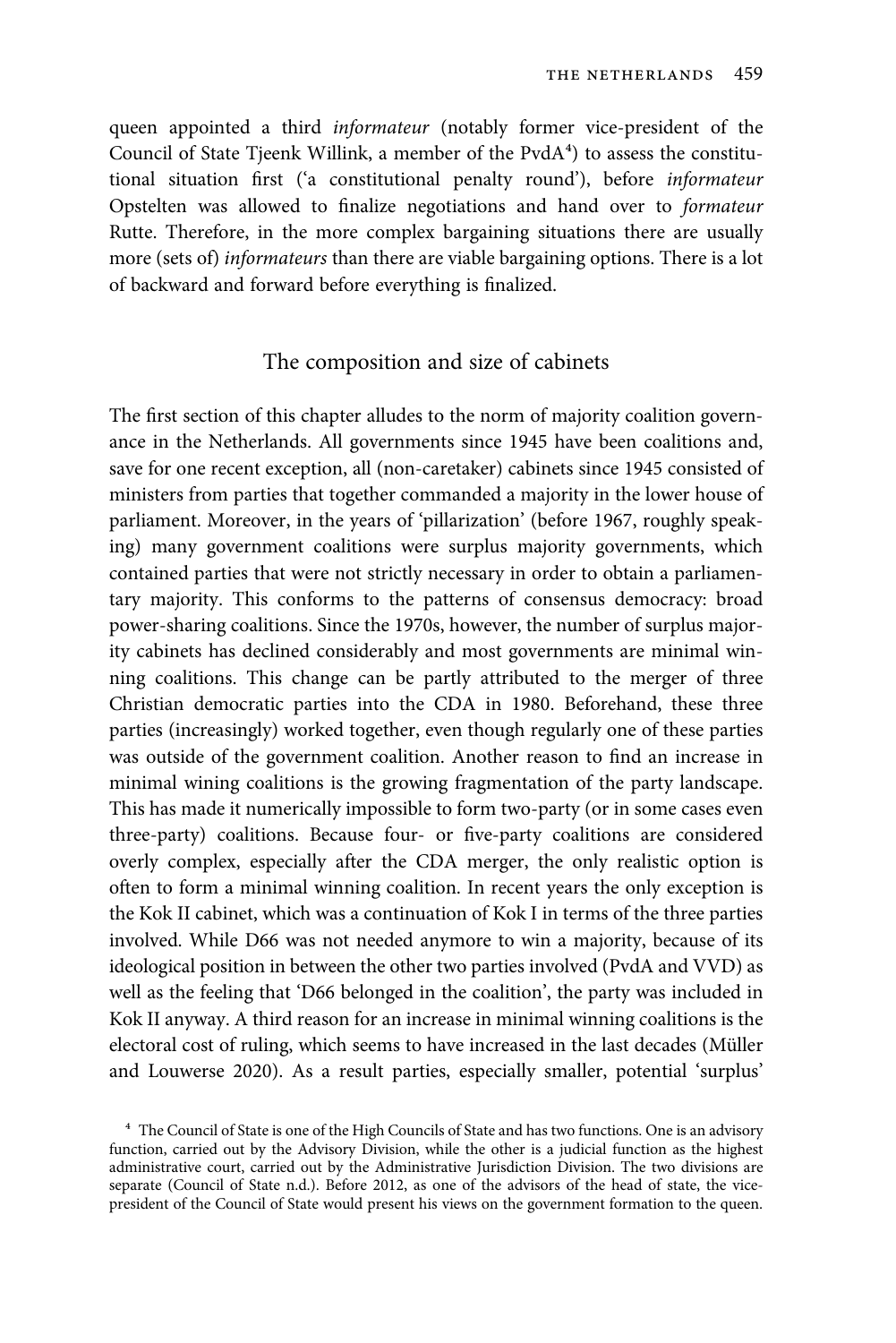queen appointed a third *informateur* (notably former vice-president of the Council of State Tjeenk Willink, a member of the PvdA[4]) to assess the constitutional situation first ('a constitutional penalty round'), before *informateur* Opstelten was allowed to finalize negotiations and hand over to *formateur* Rutte. Therefore, in the more complex bargaining situations there are usually more (sets of) *informateurs* than there are viable bargaining options. There is a lot of backward and forward before everything is finalized.

## The composition and size of cabinets

The first section of this chapter alludes to the norm of majority coalition governance in the Netherlands. All governments since 1945 have been coalitions and, save for one recent exception, all (non-caretaker) cabinets since 1945 consisted of ministers from parties that together commanded a majority in the lower house of parliament. Moreover, in the years of 'pillarization' (before 1967, roughly speaking) many government coalitions were surplus majority governments, which contained parties that were not strictly necessary in order to obtain a parliamentary majority. This conforms to the patterns of consensus democracy: broad power-sharing coalitions. Since the 1970s, however, the number of surplus majority cabinets has declined considerably and most governments are minimal winning coalitions. This change can be partly attributed to the merger of three Christian democratic parties into the CDA in 1980. Beforehand, these three parties (increasingly) worked together, even though regularly one of these parties was outside of the government coalition. Another reason to find an increase in minimal wining coalitions is the growing fragmentation of the party landscape. This has made it numerically impossible to form two-party (or in some cases even three-party) coalitions. Because four- or five-party coalitions are considered overly complex, especially after the CDA merger, the only realistic option is often to form a minimal winning coalition. In recent years the only exception is the Kok II cabinet, which was a continuation of Kok I in terms of the three parties involved. While D66 was not needed anymore to win a majority, because of its ideological position in between the other two parties involved (PvdA and VVD) as well as the feeling that 'D66 belonged in the coalition', the party was included in Kok II anyway. A third reason for an increase in minimal winning coalitions is the electoral cost of ruling, which seems to have increased in the last decades (Müller and Louwerse 2020). As a result parties, especially smaller, potential 'surplus'

[4] The Council of State is one of the High Councils of State and has two functions. One is an advisory function, carried out by the Advisory Division, while the other is a judicial function as the highest administrative court, carried out by the Administrative Jurisdiction Division. The two divisions are separate (Council of State n.d.). Before 2012, as one of the advisors of the head of state, the vice-president of the Council of State would present his views on the government formation to the queen.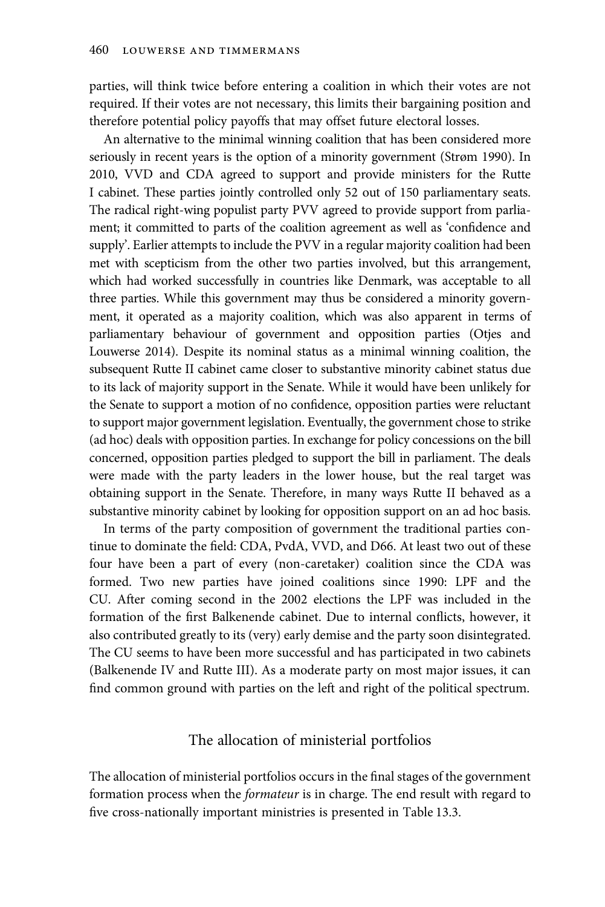parties, will think twice before entering a coalition in which their votes are not required. If their votes are not necessary, this limits their bargaining position and therefore potential policy payoffs that may offset future electoral losses.

An alternative to the minimal winning coalition that has been considered more seriously in recent years is the option of a minority government (Strøm 1990). In 2010, VVD and CDA agreed to support and provide ministers for the Rutte I cabinet. These parties jointly controlled only 52 out of 150 parliamentary seats. The radical right-wing populist party PVV agreed to provide support from parliament; it committed to parts of the coalition agreement as well as 'confidence and supply'. Earlier attempts to include the PVV in a regular majority coalition had been met with scepticism from the other two parties involved, but this arrangement, which had worked successfully in countries like Denmark, was acceptable to all three parties. While this government may thus be considered a minority government, it operated as a majority coalition, which was also apparent in terms of parliamentary behaviour of government and opposition parties (Otjes and Louwerse 2014). Despite its nominal status as a minimal winning coalition, the subsequent Rutte II cabinet came closer to substantive minority cabinet status due to its lack of majority support in the Senate. While it would have been unlikely for the Senate to support a motion of no confidence, opposition parties were reluctant to support major government legislation. Eventually, the government chose to strike (ad hoc) deals with opposition parties. In exchange for policy concessions on the bill concerned, opposition parties pledged to support the bill in parliament. The deals were made with the party leaders in the lower house, but the real target was obtaining support in the Senate. Therefore, in many ways Rutte II behaved as a substantive minority cabinet by looking for opposition support on an ad hoc basis.

In terms of the party composition of government the traditional parties continue to dominate the field: CDA, PvdA, VVD, and D66. At least two out of these four have been a part of every (non-caretaker) coalition since the CDA was formed. Two new parties have joined coalitions since 1990: LPF and the CU. After coming second in the 2002 elections the LPF was included in the formation of the first Balkenende cabinet. Due to internal conflicts, however, it also contributed greatly to its (very) early demise and the party soon disintegrated. The CU seems to have been more successful and has participated in two cabinets (Balkenende IV and Rutte III). As a moderate party on most major issues, it can find common ground with parties on the left and right of the political spectrum.

## The allocation of ministerial portfolios

The allocation of ministerial portfolios occurs in the final stages of the government formation process when the *formateur* is in charge. The end result with regard to five cross-nationally important ministries is presented in Table 13.3.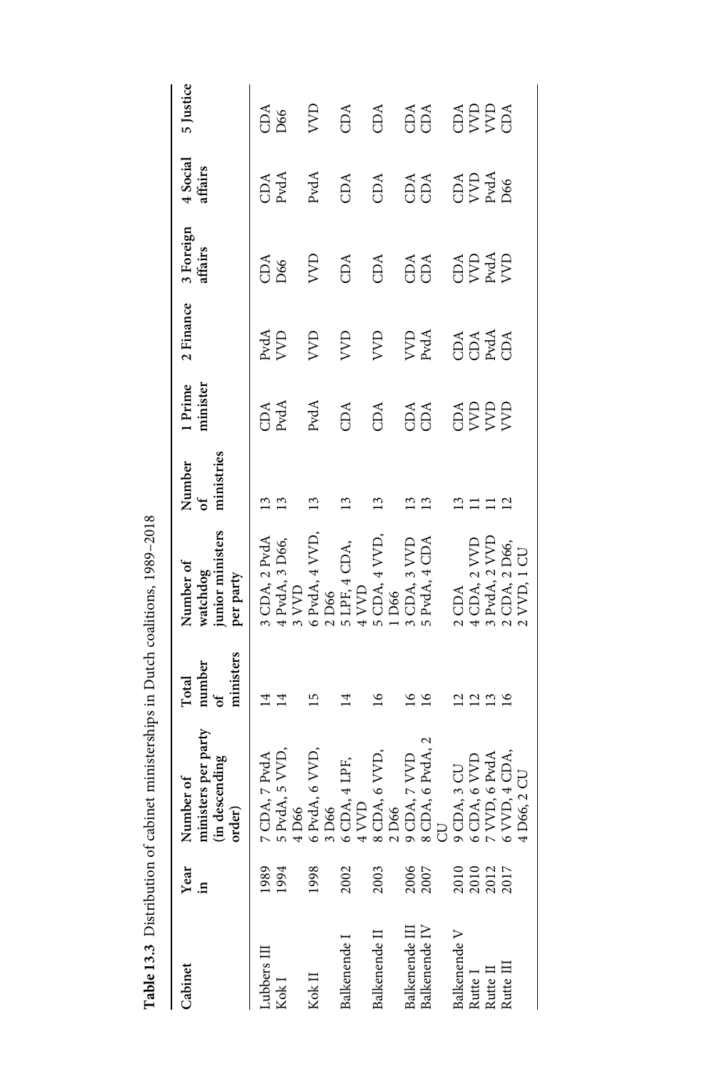**Table 13.3** Distribution of cabinet ministerships in Dutch coalitions, 1989–2018

| Cabinet | Year in | Number of ministers per party (in descending order) | Total number of ministers | Number of watchdog junior ministers per party | Number of ministries | 1 Prime minister | 2 Finance | 3 Foreign affairs | 4 Social affairs | 5 Justice |
|---|---|---|---|---|---|---|---|---|---|---|
| Lubbers III | 1989 | 7 CDA, 7 PvdA | 14 | 3 CDA, 2 PvdA | 13 | CDA | PvdA | CDA | CDA | CDA |
| Kok I | 1994 | 5 PvdA, 5 VVD, 4 D66 | 14 | 4 PvdA, 3 D66, 3 VVD | 13 | PvdA | VVD | D66 | PvdA | D66 |
| Kok II | 1998 | 6 PvdA, 6 VVD, 3 D66 | 15 | 6 PvdA, 4 VVD, 2 D66 | 13 | PvdA | VVD | VVD | PvdA | VVD |
| Balkenende I | 2002 | 6 CDA, 4 LPF, 4 VVD | 14 | 5 LPF, 4 CDA, 4 VVD | 13 | CDA | VVD | CDA | CDA | CDA |
| Balkenende II | 2003 | 8 CDA, 6 VVD, 2 D66 | 16 | 5 CDA, 4 VVD, 1 D66 | 13 | CDA | VVD | CDA | CDA | CDA |
| Balkenende III | 2006 | 9 CDA, 7 VVD | 16 | 3 CDA, 3 VVD | 13 | CDA | VVD | CDA | CDA | CDA |
| Balkenende IV | 2007 | 8 CDA, 6 PvdA, 2 CU | 16 | 5 PvdA, 4 CDA | 13 | CDA | PvdA | CDA | CDA | CDA |
| Balkenende V | 2010 | 9 CDA, 3 CU | 12 | 2 CDA | 13 | CDA | CDA | CDA | CDA | CDA |
| Rutte I | 2010 | 6 CDA, 6 VVD | 12 | 4 CDA, 2 VVD | 11 | VVD | CDA | VVD | VVD | VVD |
| Rutte II | 2012 | 7 VVD, 6 PvdA | 13 | 3 PvdA, 2 VVD | 11 | VVD | PvdA | PvdA | PvdA | VVD |
| Rutte III | 2017 | 6 VVD, 4 CDA, 4 D66, 2 CU | 16 | 2 CDA, 2 D66, 2 VVD, 1 CU | 12 | VVD | CDA | VVD | D66 | CDA |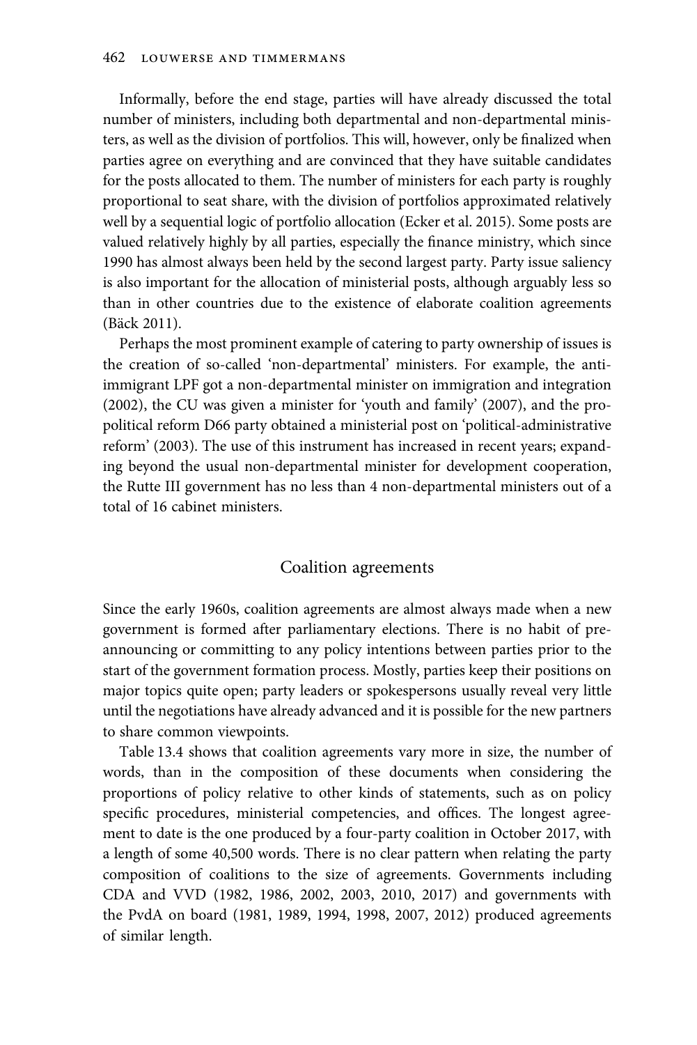Informally, before the end stage, parties will have already discussed the total number of ministers, including both departmental and non-departmental ministers, as well as the division of portfolios. This will, however, only be finalized when parties agree on everything and are convinced that they have suitable candidates for the posts allocated to them. The number of ministers for each party is roughly proportional to seat share, with the division of portfolios approximated relatively well by a sequential logic of portfolio allocation (Ecker et al. 2015). Some posts are valued relatively highly by all parties, especially the finance ministry, which since 1990 has almost always been held by the second largest party. Party issue saliency is also important for the allocation of ministerial posts, although arguably less so than in other countries due to the existence of elaborate coalition agreements (Bäck 2011).

Perhaps the most prominent example of catering to party ownership of issues is the creation of so-called 'non-departmental' ministers. For example, the anti-immigrant LPF got a non-departmental minister on immigration and integration (2002), the CU was given a minister for 'youth and family' (2007), and the pro-political reform D66 party obtained a ministerial post on 'political-administrative reform' (2003). The use of this instrument has increased in recent years; expanding beyond the usual non-departmental minister for development cooperation, the Rutte III government has no less than 4 non-departmental ministers out of a total of 16 cabinet ministers.

## Coalition agreements

Since the early 1960s, coalition agreements are almost always made when a new government is formed after parliamentary elections. There is no habit of pre-announcing or committing to any policy intentions between parties prior to the start of the government formation process. Mostly, parties keep their positions on major topics quite open; party leaders or spokespersons usually reveal very little until the negotiations have already advanced and it is possible for the new partners to share common viewpoints.

Table 13.4 shows that coalition agreements vary more in size, the number of words, than in the composition of these documents when considering the proportions of policy relative to other kinds of statements, such as on policy specific procedures, ministerial competencies, and offices. The longest agreement to date is the one produced by a four-party coalition in October 2017, with a length of some 40,500 words. There is no clear pattern when relating the party composition of coalitions to the size of agreements. Governments including CDA and VVD (1982, 1986, 2002, 2003, 2010, 2017) and governments with the PvdA on board (1981, 1989, 1994, 1998, 2007, 2012) produced agreements of similar length.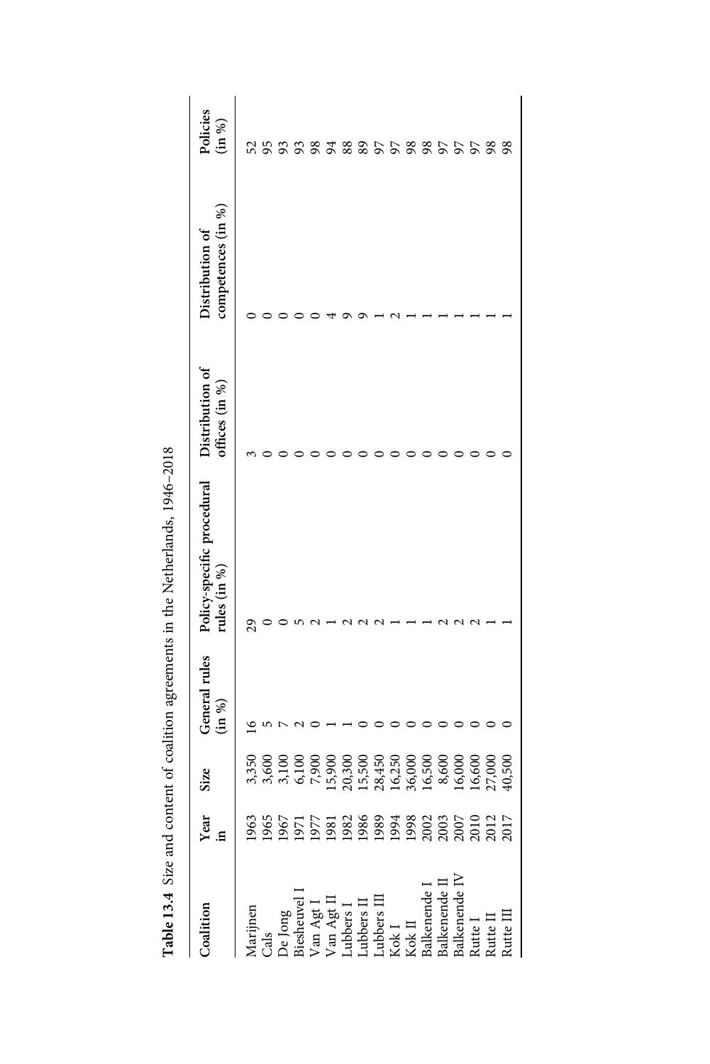**Table 13.4** Size and content of coalition agreements in the Netherlands, 1946–2018

| Coalition | Year in | Size | General rules (in %) | Policy-specific procedural rules (in %) | Distribution of offices (in %) | Distribution of competences (in %) | Policies (in %) |
|---|---|---|---|---|---|---|---|
| Marijnen | 1963 | 3,350 | 16 | 29 | 3 | 0 | 52 |
| Cals | 1965 | 3,600 | 5 | 0 | 0 | 0 | 95 |
| De Jong | 1967 | 3,100 | 7 | 0 | 0 | 0 | 93 |
| Biesheuvel I | 1971 | 6,100 | 2 | 5 | 0 | 0 | 93 |
| Van Agt I | 1977 | 7,900 | 0 | 2 | 0 | 0 | 98 |
| Van Agt II | 1981 | 15,900 | 1 | 1 | 0 | 4 | 94 |
| Lubbers I | 1982 | 20,300 | 1 | 2 | 0 | 9 | 88 |
| Lubbers II | 1986 | 15,500 | 0 | 2 | 0 | 9 | 89 |
| Lubbers III | 1989 | 28,450 | 0 | 2 | 0 | 1 | 97 |
| Kok I | 1994 | 16,250 | 0 | 1 | 0 | 2 | 97 |
| Kok II | 1998 | 36,000 | 0 | 1 | 0 | 1 | 98 |
| Balkenende I | 2002 | 16,500 | 0 | 1 | 0 | 1 | 98 |
| Balkenende II | 2003 | 8,600 | 0 | 2 | 0 | 1 | 97 |
| Balkenende IV | 2007 | 16,000 | 0 | 2 | 0 | 1 | 97 |
| Rutte I | 2010 | 16,600 | 0 | 2 | 0 | 1 | 97 |
| Rutte II | 2012 | 27,000 | 0 | 1 | 0 | 1 | 98 |
| Rutte III | 2017 | 40,500 | 0 | 1 | 0 | 1 | 98 |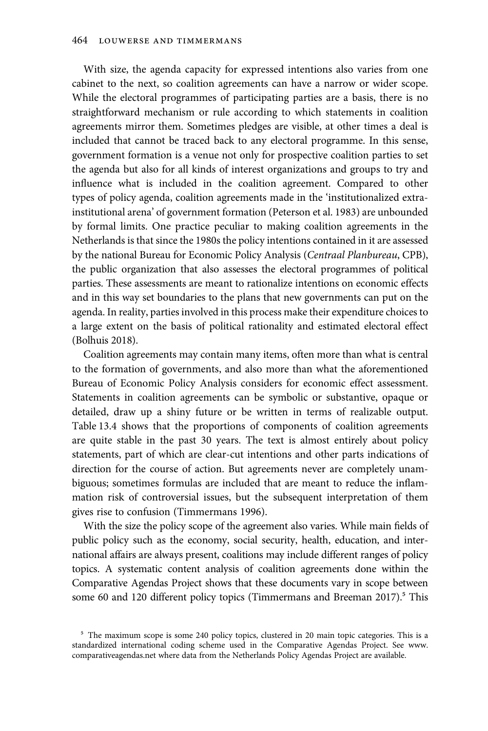With size, the agenda capacity for expressed intentions also varies from one cabinet to the next, so coalition agreements can have a narrow or wider scope. While the electoral programmes of participating parties are a basis, there is no straightforward mechanism or rule according to which statements in coalition agreements mirror them. Sometimes pledges are visible, at other times a deal is included that cannot be traced back to any electoral programme. In this sense, government formation is a venue not only for prospective coalition parties to set the agenda but also for all kinds of interest organizations and groups to try and influence what is included in the coalition agreement. Compared to other types of policy agenda, coalition agreements made in the 'institutionalized extra-institutional arena' of government formation (Peterson et al. 1983) are unbounded by formal limits. One practice peculiar to making coalition agreements in the Netherlands is that since the 1980s the policy intentions contained in it are assessed by the national Bureau for Economic Policy Analysis (*Centraal Planbureau*, CPB), the public organization that also assesses the electoral programmes of political parties. These assessments are meant to rationalize intentions on economic effects and in this way set boundaries to the plans that new governments can put on the agenda. In reality, parties involved in this process make their expenditure choices to a large extent on the basis of political rationality and estimated electoral effect (Bolhuis 2018).

Coalition agreements may contain many items, often more than what is central to the formation of governments, and also more than what the aforementioned Bureau of Economic Policy Analysis considers for economic effect assessment. Statements in coalition agreements can be symbolic or substantive, opaque or detailed, draw up a shiny future or be written in terms of realizable output. Table 13.4 shows that the proportions of components of coalition agreements are quite stable in the past 30 years. The text is almost entirely about policy statements, part of which are clear-cut intentions and other parts indications of direction for the course of action. But agreements never are completely unambiguous; sometimes formulas are included that are meant to reduce the inflammation risk of controversial issues, but the subsequent interpretation of them gives rise to confusion (Timmermans 1996).

With the size the policy scope of the agreement also varies. While main fields of public policy such as the economy, social security, health, education, and international affairs are always present, coalitions may include different ranges of policy topics. A systematic content analysis of coalition agreements done within the Comparative Agendas Project shows that these documents vary in scope between some 60 and 120 different policy topics (Timmermans and Breeman 2017).[5] This

[5] The maximum scope is some 240 policy topics, clustered in 20 main topic categories. This is a standardized international coding scheme used in the Comparative Agendas Project. See www.comparativeagendas.net where data from the Netherlands Policy Agendas Project are available.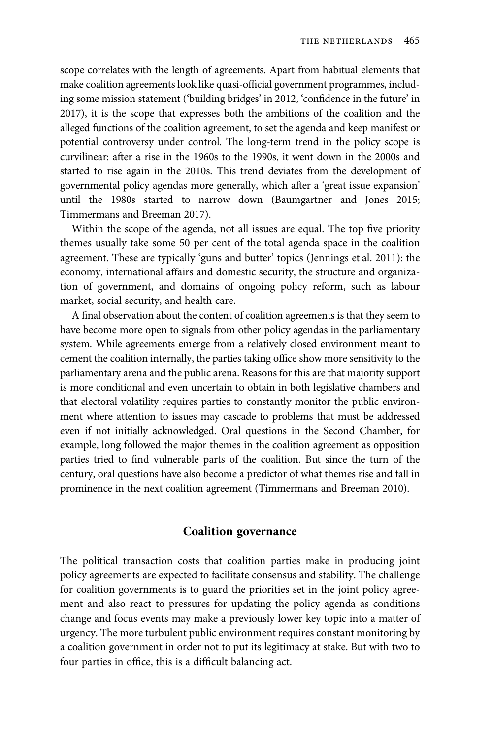scope correlates with the length of agreements. Apart from habitual elements that make coalition agreements look like quasi-official government programmes, including some mission statement ('building bridges' in 2012, 'confidence in the future' in 2017), it is the scope that expresses both the ambitions of the coalition and the alleged functions of the coalition agreement, to set the agenda and keep manifest or potential controversy under control. The long-term trend in the policy scope is curvilinear: after a rise in the 1960s to the 1990s, it went down in the 2000s and started to rise again in the 2010s. This trend deviates from the development of governmental policy agendas more generally, which after a 'great issue expansion' until the 1980s started to narrow down (Baumgartner and Jones 2015; Timmermans and Breeman 2017).

Within the scope of the agenda, not all issues are equal. The top five priority themes usually take some 50 per cent of the total agenda space in the coalition agreement. These are typically 'guns and butter' topics (Jennings et al. 2011): the economy, international affairs and domestic security, the structure and organization of government, and domains of ongoing policy reform, such as labour market, social security, and health care.

A final observation about the content of coalition agreements is that they seem to have become more open to signals from other policy agendas in the parliamentary system. While agreements emerge from a relatively closed environment meant to cement the coalition internally, the parties taking office show more sensitivity to the parliamentary arena and the public arena. Reasons for this are that majority support is more conditional and even uncertain to obtain in both legislative chambers and that electoral volatility requires parties to constantly monitor the public environment where attention to issues may cascade to problems that must be addressed even if not initially acknowledged. Oral questions in the Second Chamber, for example, long followed the major themes in the coalition agreement as opposition parties tried to find vulnerable parts of the coalition. But since the turn of the century, oral questions have also become a predictor of what themes rise and fall in prominence in the next coalition agreement (Timmermans and Breeman 2010).

## Coalition governance

The political transaction costs that coalition parties make in producing joint policy agreements are expected to facilitate consensus and stability. The challenge for coalition governments is to guard the priorities set in the joint policy agreement and also react to pressures for updating the policy agenda as conditions change and focus events may make a previously lower key topic into a matter of urgency. The more turbulent public environment requires constant monitoring by a coalition government in order not to put its legitimacy at stake. But with two to four parties in office, this is a difficult balancing act.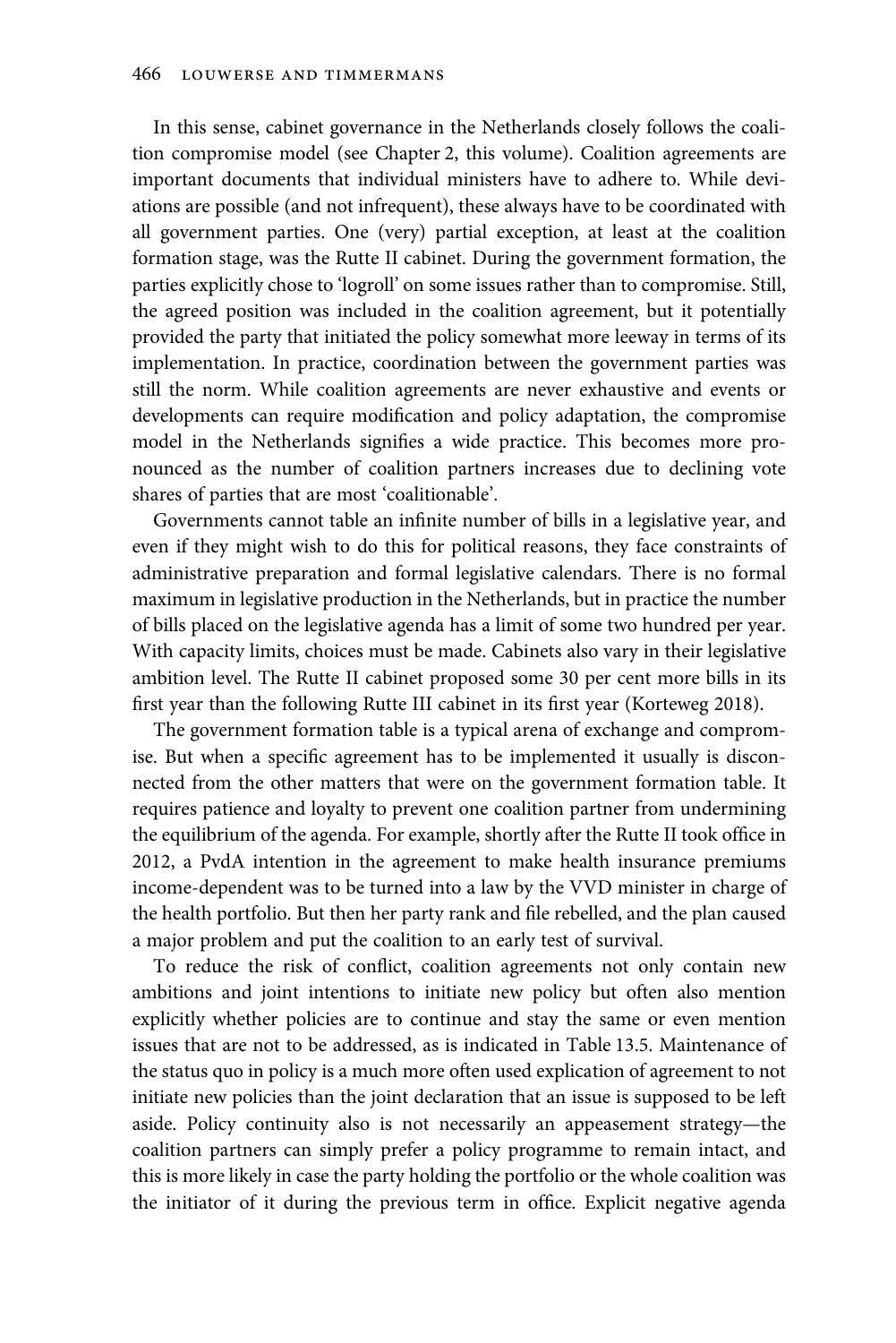In this sense, cabinet governance in the Netherlands closely follows the coalition compromise model (see Chapter 2, this volume). Coalition agreements are important documents that individual ministers have to adhere to. While deviations are possible (and not infrequent), these always have to be coordinated with all government parties. One (very) partial exception, at least at the coalition formation stage, was the Rutte II cabinet. During the government formation, the parties explicitly chose to 'logroll' on some issues rather than to compromise. Still, the agreed position was included in the coalition agreement, but it potentially provided the party that initiated the policy somewhat more leeway in terms of its implementation. In practice, coordination between the government parties was still the norm. While coalition agreements are never exhaustive and events or developments can require modification and policy adaptation, the compromise model in the Netherlands signifies a wide practice. This becomes more pronounced as the number of coalition partners increases due to declining vote shares of parties that are most 'coalitionable'.

Governments cannot table an infinite number of bills in a legislative year, and even if they might wish to do this for political reasons, they face constraints of administrative preparation and formal legislative calendars. There is no formal maximum in legislative production in the Netherlands, but in practice the number of bills placed on the legislative agenda has a limit of some two hundred per year. With capacity limits, choices must be made. Cabinets also vary in their legislative ambition level. The Rutte II cabinet proposed some 30 per cent more bills in its first year than the following Rutte III cabinet in its first year (Korteweg 2018).

The government formation table is a typical arena of exchange and compromise. But when a specific agreement has to be implemented it usually is disconnected from the other matters that were on the government formation table. It requires patience and loyalty to prevent one coalition partner from undermining the equilibrium of the agenda. For example, shortly after the Rutte II took office in 2012, a PvdA intention in the agreement to make health insurance premiums income-dependent was to be turned into a law by the VVD minister in charge of the health portfolio. But then her party rank and file rebelled, and the plan caused a major problem and put the coalition to an early test of survival.

To reduce the risk of conflict, coalition agreements not only contain new ambitions and joint intentions to initiate new policy but often also mention explicitly whether policies are to continue and stay the same or even mention issues that are not to be addressed, as is indicated in Table 13.5. Maintenance of the status quo in policy is a much more often used explication of agreement to not initiate new policies than the joint declaration that an issue is supposed to be left aside. Policy continuity also is not necessarily an appeasement strategy—the coalition partners can simply prefer a policy programme to remain intact, and this is more likely in case the party holding the portfolio or the whole coalition was the initiator of it during the previous term in office. Explicit negative agenda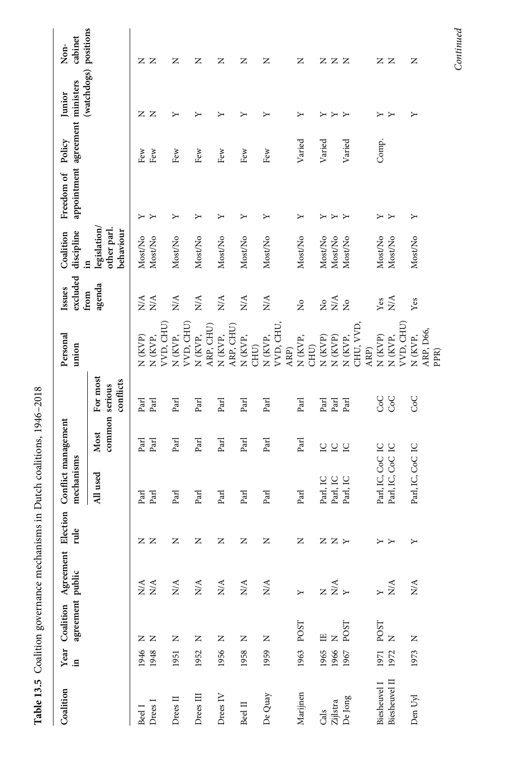**Table 13.5** Coalition governance mechanisms in Dutch coalitions, 1946–2018

| Coalition | Year in | Coalition agreement | Agreement public | Election rule | Conflict management mechanisms | | | Personal union | Issues excluded from agenda | Coalition discipline in legislation/ other parl. behaviour | Freedom of appointment | Policy agreement | Junior ministers (watchdogs) | Non-cabinet positions |
|---|---|---|---|---|---|---|---|---|---|---|---|---|---|---|
| | | | | | All used | Most common | For most serious conflicts | | | | | | | |
| Beel I | 1946 | N | N/A | N | Parl | Parl | Parl | N (KVP) | N/A | Most/No | Y | Few | N | N |
| Drees I | 1948 | N | N/A | N | Parl | Parl | Parl | N (KVP, VVD, CHU) | N/A | Most/No | Y | Few | N | N |
| Drees II | 1951 | N | N/A | N | Parl | Parl | Parl | N (KVP, VVD, CHU) | N/A | Most/No | Y | Few | Y | N |
| Drees III | 1952 | N | N/A | N | Parl | Parl | Parl | N (KVP, ARP, CHU) | N/A | Most/No | Y | Few | Y | N |
| Drees IV | 1956 | N | N/A | N | Parl | Parl | Parl | N (KVP, ARP, CHU) | N/A | Most/No | Y | Few | Y | N |
| Beel II | 1958 | N | N/A | N | Parl | Parl | Parl | N (KVP, CHU) | N/A | Most/No | Y | Few | Y | N |
| De Quay | 1959 | N | N/A | N | Parl | Parl | Parl | N (KVP, VVD, CHU, ARP) | N/A | Most/No | Y | Few | Y | N |
| Marijnen | 1963 | POST | Y | N | Parl | Parl | Parl | N (KVP, CHU) | No | Most/No | Y | Varied | Y | N |
| Cals | 1965 | IE | N | N | Parl, IC | IC | Parl | N (KVP) | No | Most/No | Y | Varied | Y | N |
| Zijlstra | 1966 | N | N/A | N | Parl, IC | IC | Parl | N (KVP) | N/A | Most/No | Y | | Y | N |
| De Jong | 1967 | POST | Y | Y | Parl, IC | IC | Parl | N (KVP, CHU, VVD, ARP) | No | Most/No | Y | Varied | Y | N |
| Biesheuvel I | 1971 | POST | Y | Y | Parl, IC, CoC | IC | CoC | N (KVP) | Yes | Most/No | Y | Comp. | Y | N |
| Biesheuvel II | 1972 | N | N/A | Y | Parl, IC, CoC | IC | CoC | N (KVP, VVD, CHU) | N/A | Most/No | Y | | Y | N |
| Den Uyl | 1973 | N | N/A | Y | Parl, IC, CoC | IC | CoC | N (KVP, ARP, D66, PPR) | Yes | Most/No | Y | | Y | N |

*Continued*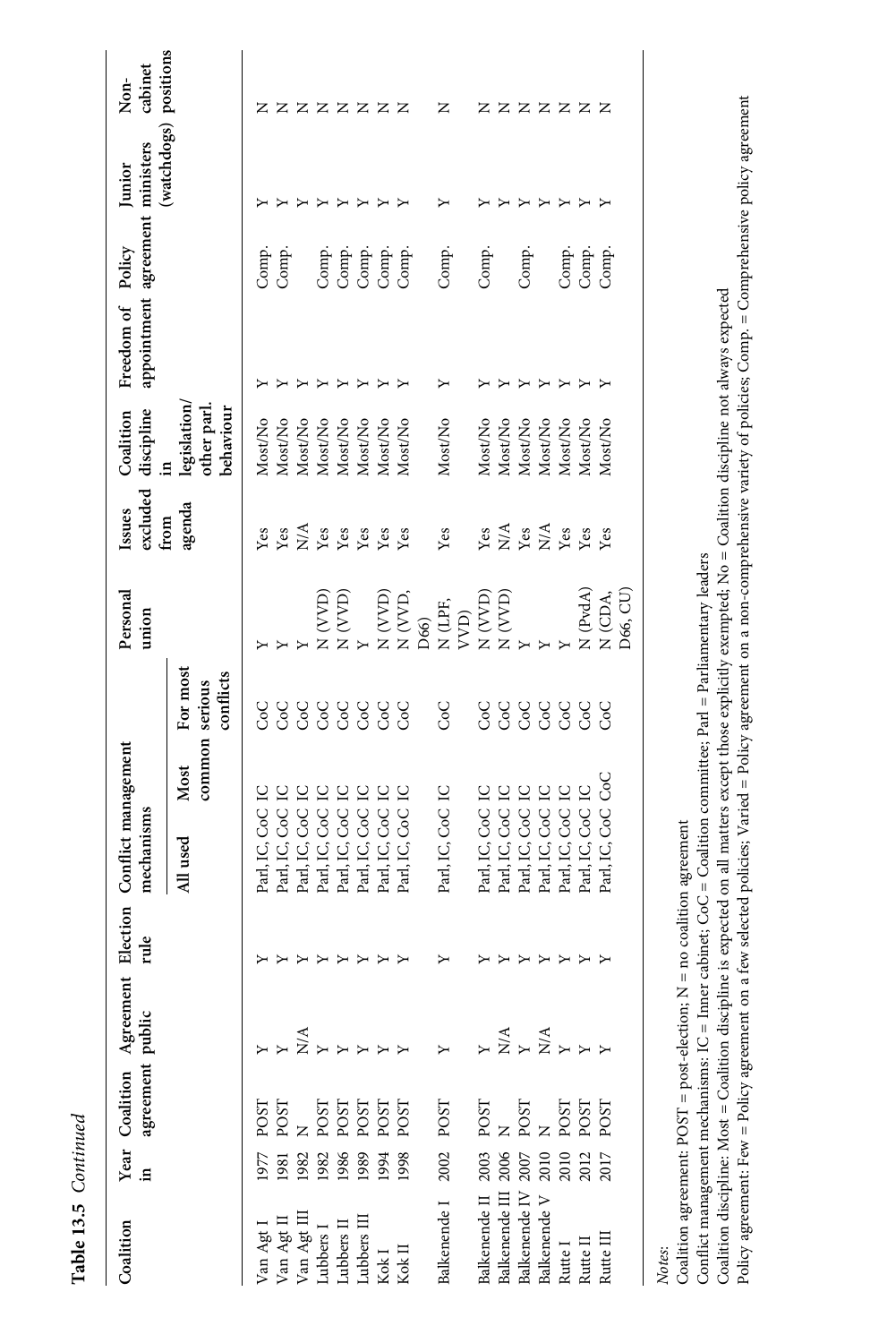**Table 13.5** *Continued*

| Coalition | Year in | Coalition agreement | Agreement public | Election rule | Conflict management mechanisms | | | Personal union | Issues excluded from agenda | Coalition discipline in legislation/ other parl. behaviour | Freedom of appointment | Policy agreement | Junior ministers (watchdogs) | Non-cabinet positions |
|---|---|---|---|---|---|---|---|---|---|---|---|---|---|---|
| | | | | | All used | Most common | For most serious conflicts | | | | | | | |
| Van Agt I | 1977 | POST | Y | Y | Parl, IC, CoC | IC | CoC | Y | Yes | Most/No | Y | Comp. | Y | N |
| Van Agt II | 1981 | POST | Y | Y | Parl, IC, CoC | IC | CoC | Y | Yes | Most/No | Y | Comp. | Y | N |
| Van Agt III | 1982 | N | N/A | Y | Parl, IC, CoC | IC | CoC | Y | N/A | Most/No | Y | | Y | N |
| Lubbers I | 1982 | POST | Y | Y | Parl, IC, CoC | IC | CoC | N (VVD) | Yes | Most/No | Y | Comp. | Y | N |
| Lubbers II | 1986 | POST | Y | Y | Parl, IC, CoC | IC | CoC | N (VVD) | Yes | Most/No | Y | Comp. | Y | N |
| Lubbers III | 1989 | POST | Y | Y | Parl, IC, CoC | IC | CoC | Y | Yes | Most/No | Y | Comp. | Y | N |
| Kok I | 1994 | POST | Y | Y | Parl, IC, CoC | IC | CoC | N (VVD) | Yes | Most/No | Y | Comp. | Y | N |
| Kok II | 1998 | POST | Y | Y | Parl, IC, CoC | IC | CoC | N (VVD, D66) | Yes | Most/No | Y | Comp. | Y | N |
| Balkenende I | 2002 | POST | Y | Y | Parl, IC, CoC | IC | CoC | N (LPF, VVD) | Yes | Most/No | Y | Comp. | Y | N |
| Balkenende II | 2003 | POST | Y | Y | Parl, IC, CoC | IC | CoC | N (VVD) | Yes | Most/No | Y | Comp. | Y | N |
| Balkenende III | 2006 | N | N/A | Y | Parl, IC, CoC | IC | CoC | N (VVD) | N/A | Most/No | Y | | Y | N |
| Balkenende IV | 2007 | POST | Y | Y | Parl, IC, CoC | IC | CoC | Y | Yes | Most/No | Y | Comp. | Y | N |
| Balkenende V | 2010 | N | N/A | Y | Parl, IC, CoC | IC | CoC | Y | N/A | Most/No | Y | | Y | N |
| Rutte I | 2010 | POST | Y | Y | Parl, IC, CoC | IC | CoC | Y | Yes | Most/No | Y | Comp. | Y | N |
| Rutte II | 2012 | POST | Y | Y | Parl, IC, CoC | IC | CoC | N (PvdA) | Yes | Most/No | Y | Comp. | Y | N |
| Rutte III | 2017 | POST | Y | Y | Parl, IC, CoC | CoC | CoC | N (CDA, D66, CU) | Yes | Most/No | Y | Comp. | Y | N |

*Notes*:
Coalition agreement: POST = post-election; N = no coalition agreement
Conflict management mechanisms: IC = Inner cabinet; CoC = Coalition committee; Parl = Parliamentary leaders
Coalition discipline: Most = Coalition discipline is expected on all matters except those explicitly exempted; No = Coalition discipline not always expected
Policy agreement: Few = Policy agreement on a few selected policies; Varied = Policy agreement on a non-comprehensive variety of policies; Comp. = Comprehensive policy agreement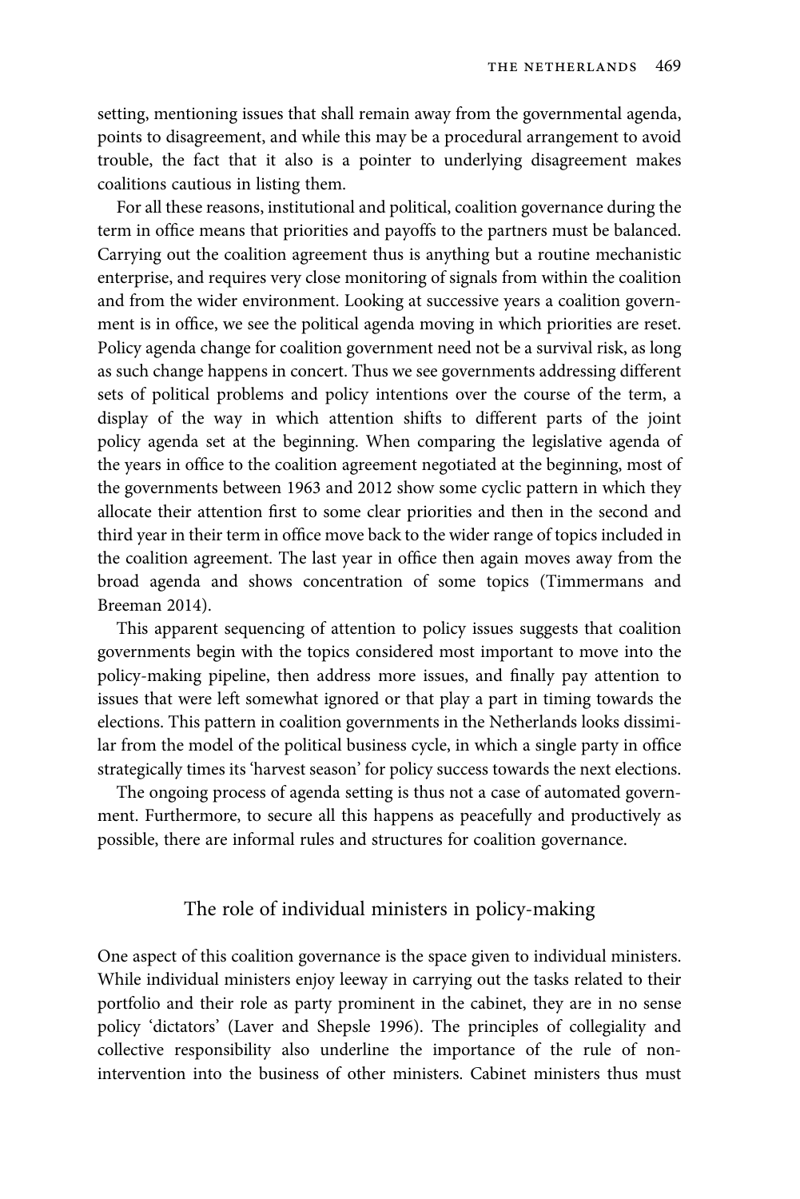setting, mentioning issues that shall remain away from the governmental agenda, points to disagreement, and while this may be a procedural arrangement to avoid trouble, the fact that it also is a pointer to underlying disagreement makes coalitions cautious in listing them.

For all these reasons, institutional and political, coalition governance during the term in office means that priorities and payoffs to the partners must be balanced. Carrying out the coalition agreement thus is anything but a routine mechanistic enterprise, and requires very close monitoring of signals from within the coalition and from the wider environment. Looking at successive years a coalition government is in office, we see the political agenda moving in which priorities are reset. Policy agenda change for coalition government need not be a survival risk, as long as such change happens in concert. Thus we see governments addressing different sets of political problems and policy intentions over the course of the term, a display of the way in which attention shifts to different parts of the joint policy agenda set at the beginning. When comparing the legislative agenda of the years in office to the coalition agreement negotiated at the beginning, most of the governments between 1963 and 2012 show some cyclic pattern in which they allocate their attention first to some clear priorities and then in the second and third year in their term in office move back to the wider range of topics included in the coalition agreement. The last year in office then again moves away from the broad agenda and shows concentration of some topics (Timmermans and Breeman 2014).

This apparent sequencing of attention to policy issues suggests that coalition governments begin with the topics considered most important to move into the policy-making pipeline, then address more issues, and finally pay attention to issues that were left somewhat ignored or that play a part in timing towards the elections. This pattern in coalition governments in the Netherlands looks dissimilar from the model of the political business cycle, in which a single party in office strategically times its 'harvest season' for policy success towards the next elections.

The ongoing process of agenda setting is thus not a case of automated government. Furthermore, to secure all this happens as peacefully and productively as possible, there are informal rules and structures for coalition governance.

## The role of individual ministers in policy-making

One aspect of this coalition governance is the space given to individual ministers. While individual ministers enjoy leeway in carrying out the tasks related to their portfolio and their role as party prominent in the cabinet, they are in no sense policy 'dictators' (Laver and Shepsle 1996). The principles of collegiality and collective responsibility also underline the importance of the rule of non-intervention into the business of other ministers. Cabinet ministers thus must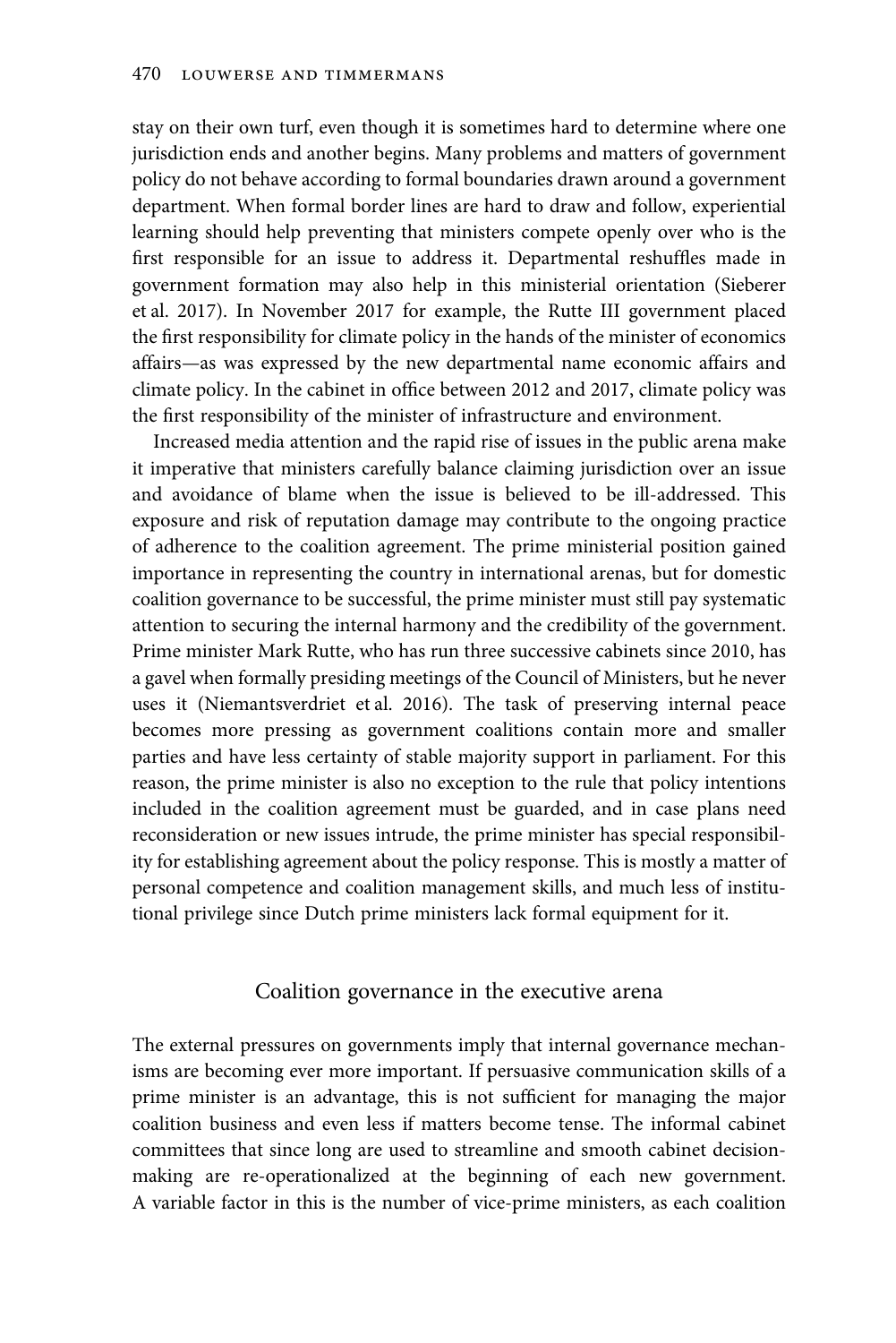stay on their own turf, even though it is sometimes hard to determine where one jurisdiction ends and another begins. Many problems and matters of government policy do not behave according to formal boundaries drawn around a government department. When formal border lines are hard to draw and follow, experiential learning should help preventing that ministers compete openly over who is the first responsible for an issue to address it. Departmental reshuffles made in government formation may also help in this ministerial orientation (Sieberer et al. 2017). In November 2017 for example, the Rutte III government placed the first responsibility for climate policy in the hands of the minister of economics affairs—as was expressed by the new departmental name economic affairs and climate policy. In the cabinet in office between 2012 and 2017, climate policy was the first responsibility of the minister of infrastructure and environment.

Increased media attention and the rapid rise of issues in the public arena make it imperative that ministers carefully balance claiming jurisdiction over an issue and avoidance of blame when the issue is believed to be ill-addressed. This exposure and risk of reputation damage may contribute to the ongoing practice of adherence to the coalition agreement. The prime ministerial position gained importance in representing the country in international arenas, but for domestic coalition governance to be successful, the prime minister must still pay systematic attention to securing the internal harmony and the credibility of the government. Prime minister Mark Rutte, who has run three successive cabinets since 2010, has a gavel when formally presiding meetings of the Council of Ministers, but he never uses it (Niemantsverdriet et al. 2016). The task of preserving internal peace becomes more pressing as government coalitions contain more and smaller parties and have less certainty of stable majority support in parliament. For this reason, the prime minister is also no exception to the rule that policy intentions included in the coalition agreement must be guarded, and in case plans need reconsideration or new issues intrude, the prime minister has special responsibility for establishing agreement about the policy response. This is mostly a matter of personal competence and coalition management skills, and much less of institutional privilege since Dutch prime ministers lack formal equipment for it.

## Coalition governance in the executive arena

The external pressures on governments imply that internal governance mechanisms are becoming ever more important. If persuasive communication skills of a prime minister is an advantage, this is not sufficient for managing the major coalition business and even less if matters become tense. The informal cabinet committees that since long are used to streamline and smooth cabinet decision-making are re-operationalized at the beginning of each new government. A variable factor in this is the number of vice-prime ministers, as each coalition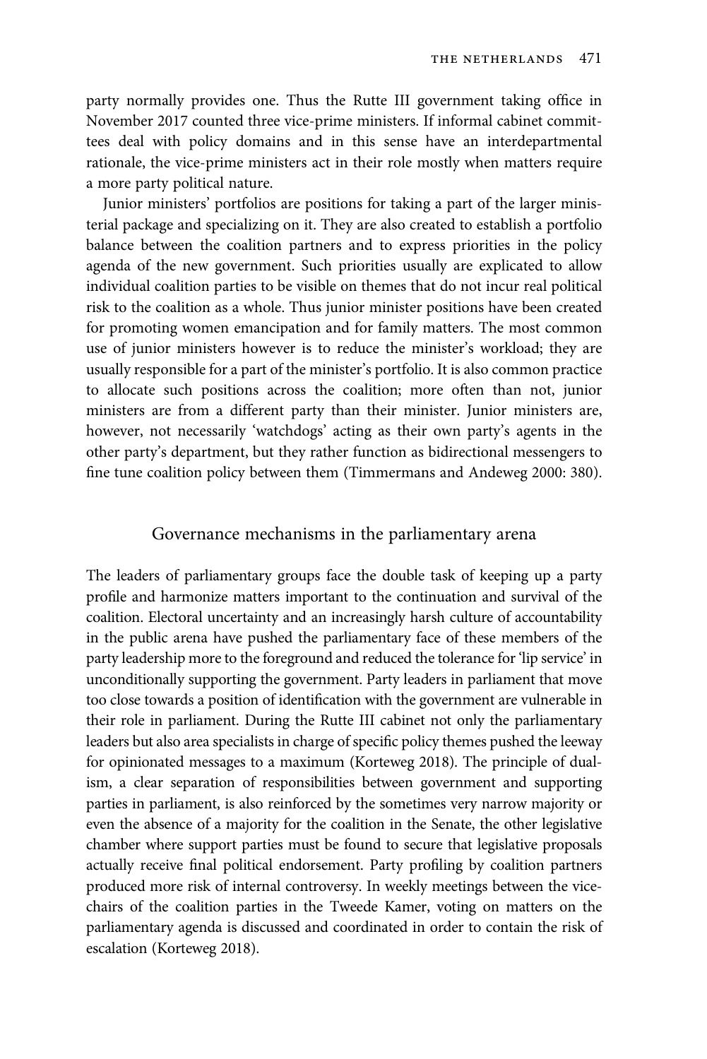party normally provides one. Thus the Rutte III government taking office in November 2017 counted three vice-prime ministers. If informal cabinet committees deal with policy domains and in this sense have an interdepartmental rationale, the vice-prime ministers act in their role mostly when matters require a more party political nature.

Junior ministers' portfolios are positions for taking a part of the larger ministerial package and specializing on it. They are also created to establish a portfolio balance between the coalition partners and to express priorities in the policy agenda of the new government. Such priorities usually are explicated to allow individual coalition parties to be visible on themes that do not incur real political risk to the coalition as a whole. Thus junior minister positions have been created for promoting women emancipation and for family matters. The most common use of junior ministers however is to reduce the minister's workload; they are usually responsible for a part of the minister's portfolio. It is also common practice to allocate such positions across the coalition; more often than not, junior ministers are from a different party than their minister. Junior ministers are, however, not necessarily 'watchdogs' acting as their own party's agents in the other party's department, but they rather function as bidirectional messengers to fine tune coalition policy between them (Timmermans and Andeweg 2000: 380).

## Governance mechanisms in the parliamentary arena

The leaders of parliamentary groups face the double task of keeping up a party profile and harmonize matters important to the continuation and survival of the coalition. Electoral uncertainty and an increasingly harsh culture of accountability in the public arena have pushed the parliamentary face of these members of the party leadership more to the foreground and reduced the tolerance for 'lip service' in unconditionally supporting the government. Party leaders in parliament that move too close towards a position of identification with the government are vulnerable in their role in parliament. During the Rutte III cabinet not only the parliamentary leaders but also area specialists in charge of specific policy themes pushed the leeway for opinionated messages to a maximum (Korteweg 2018). The principle of dualism, a clear separation of responsibilities between government and supporting parties in parliament, is also reinforced by the sometimes very narrow majority or even the absence of a majority for the coalition in the Senate, the other legislative chamber where support parties must be found to secure that legislative proposals actually receive final political endorsement. Party profiling by coalition partners produced more risk of internal controversy. In weekly meetings between the vice-chairs of the coalition parties in the Tweede Kamer, voting on matters on the parliamentary agenda is discussed and coordinated in order to contain the risk of escalation (Korteweg 2018).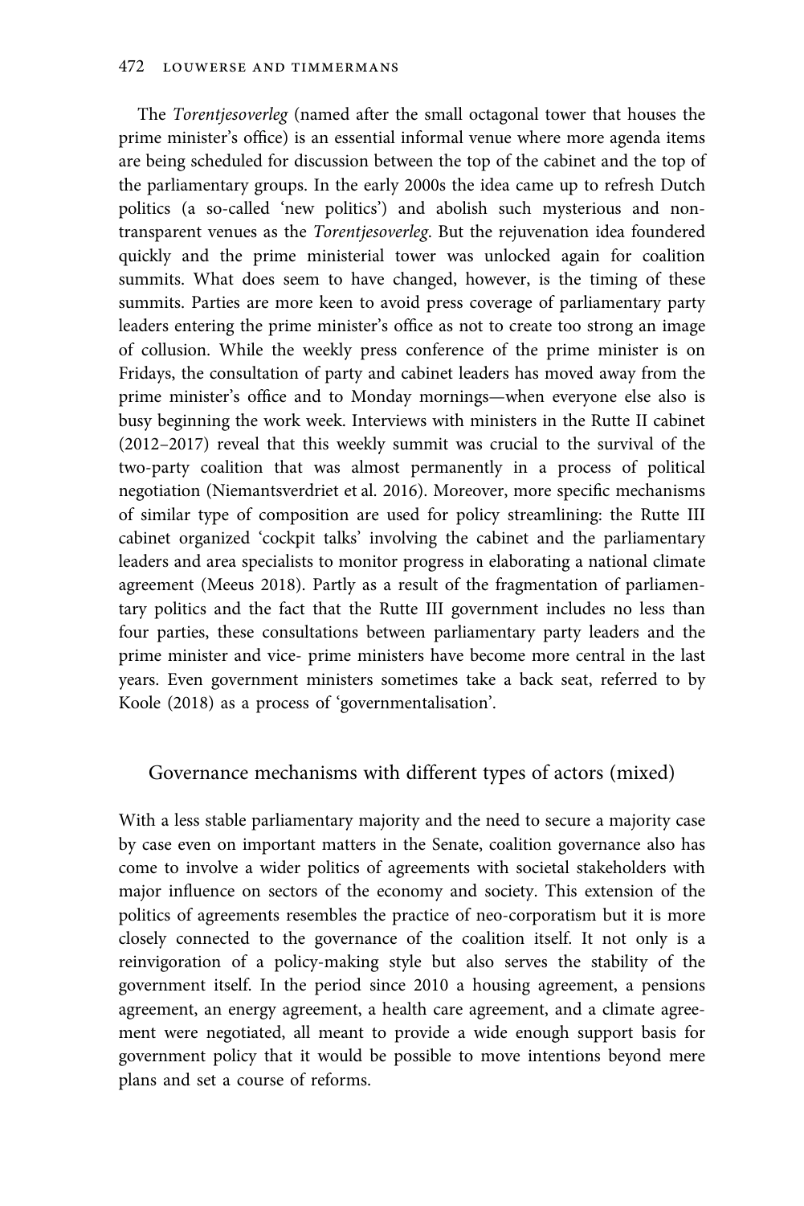The *Torentjesoverleg* (named after the small octagonal tower that houses the prime minister's office) is an essential informal venue where more agenda items are being scheduled for discussion between the top of the cabinet and the top of the parliamentary groups. In the early 2000s the idea came up to refresh Dutch politics (a so-called 'new politics') and abolish such mysterious and non-transparent venues as the *Torentjesoverleg*. But the rejuvenation idea foundered quickly and the prime ministerial tower was unlocked again for coalition summits. What does seem to have changed, however, is the timing of these summits. Parties are more keen to avoid press coverage of parliamentary party leaders entering the prime minister's office as not to create too strong an image of collusion. While the weekly press conference of the prime minister is on Fridays, the consultation of party and cabinet leaders has moved away from the prime minister's office and to Monday mornings—when everyone else also is busy beginning the work week. Interviews with ministers in the Rutte II cabinet (2012–2017) reveal that this weekly summit was crucial to the survival of the two-party coalition that was almost permanently in a process of political negotiation (Niemantsverdriet et al. 2016). Moreover, more specific mechanisms of similar type of composition are used for policy streamlining: the Rutte III cabinet organized 'cockpit talks' involving the cabinet and the parliamentary leaders and area specialists to monitor progress in elaborating a national climate agreement (Meeus 2018). Partly as a result of the fragmentation of parliamentary politics and the fact that the Rutte III government includes no less than four parties, these consultations between parliamentary party leaders and the prime minister and vice- prime ministers have become more central in the last years. Even government ministers sometimes take a back seat, referred to by Koole (2018) as a process of 'governmentalisation'.

## Governance mechanisms with different types of actors (mixed)

With a less stable parliamentary majority and the need to secure a majority case by case even on important matters in the Senate, coalition governance also has come to involve a wider politics of agreements with societal stakeholders with major influence on sectors of the economy and society. This extension of the politics of agreements resembles the practice of neo-corporatism but it is more closely connected to the governance of the coalition itself. It not only is a reinvigoration of a policy-making style but also serves the stability of the government itself. In the period since 2010 a housing agreement, a pensions agreement, an energy agreement, a health care agreement, and a climate agreement were negotiated, all meant to provide a wide enough support basis for government policy that it would be possible to move intentions beyond mere plans and set a course of reforms.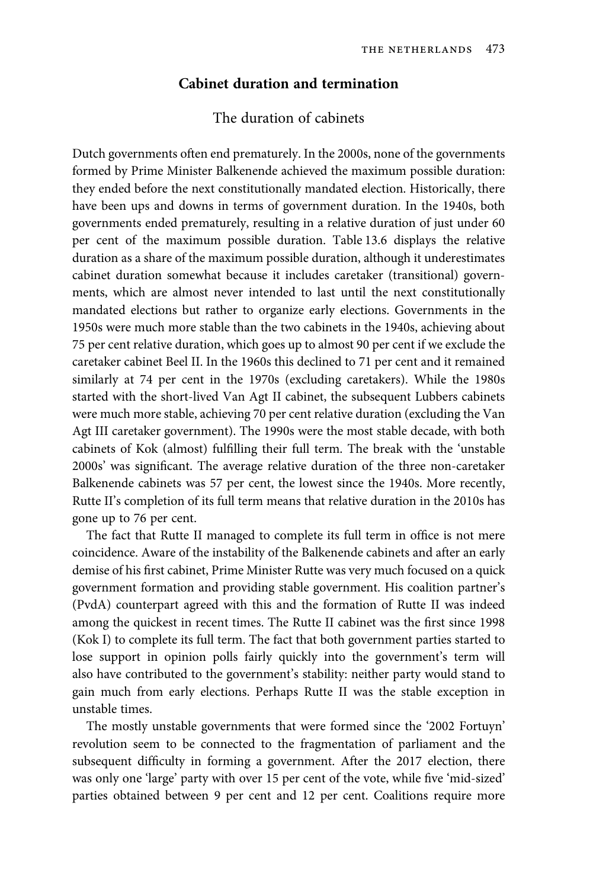## Cabinet duration and termination

### The duration of cabinets

Dutch governments often end prematurely. In the 2000s, none of the governments formed by Prime Minister Balkenende achieved the maximum possible duration: they ended before the next constitutionally mandated election. Historically, there have been ups and downs in terms of government duration. In the 1940s, both governments ended prematurely, resulting in a relative duration of just under 60 per cent of the maximum possible duration. Table 13.6 displays the relative duration as a share of the maximum possible duration, although it underestimates cabinet duration somewhat because it includes caretaker (transitional) governments, which are almost never intended to last until the next constitutionally mandated elections but rather to organize early elections. Governments in the 1950s were much more stable than the two cabinets in the 1940s, achieving about 75 per cent relative duration, which goes up to almost 90 per cent if we exclude the caretaker cabinet Beel II. In the 1960s this declined to 71 per cent and it remained similarly at 74 per cent in the 1970s (excluding caretakers). While the 1980s started with the short-lived Van Agt II cabinet, the subsequent Lubbers cabinets were much more stable, achieving 70 per cent relative duration (excluding the Van Agt III caretaker government). The 1990s were the most stable decade, with both cabinets of Kok (almost) fulfilling their full term. The break with the 'unstable 2000s' was significant. The average relative duration of the three non-caretaker Balkenende cabinets was 57 per cent, the lowest since the 1940s. More recently, Rutte II's completion of its full term means that relative duration in the 2010s has gone up to 76 per cent.

The fact that Rutte II managed to complete its full term in office is not mere coincidence. Aware of the instability of the Balkenende cabinets and after an early demise of his first cabinet, Prime Minister Rutte was very much focused on a quick government formation and providing stable government. His coalition partner's (PvdA) counterpart agreed with this and the formation of Rutte II was indeed among the quickest in recent times. The Rutte II cabinet was the first since 1998 (Kok I) to complete its full term. The fact that both government parties started to lose support in opinion polls fairly quickly into the government's term will also have contributed to the government's stability: neither party would stand to gain much from early elections. Perhaps Rutte II was the stable exception in unstable times.

The mostly unstable governments that were formed since the '2002 Fortuyn' revolution seem to be connected to the fragmentation of parliament and the subsequent difficulty in forming a government. After the 2017 election, there was only one 'large' party with over 15 per cent of the vote, while five 'mid-sized' parties obtained between 9 per cent and 12 per cent. Coalitions require more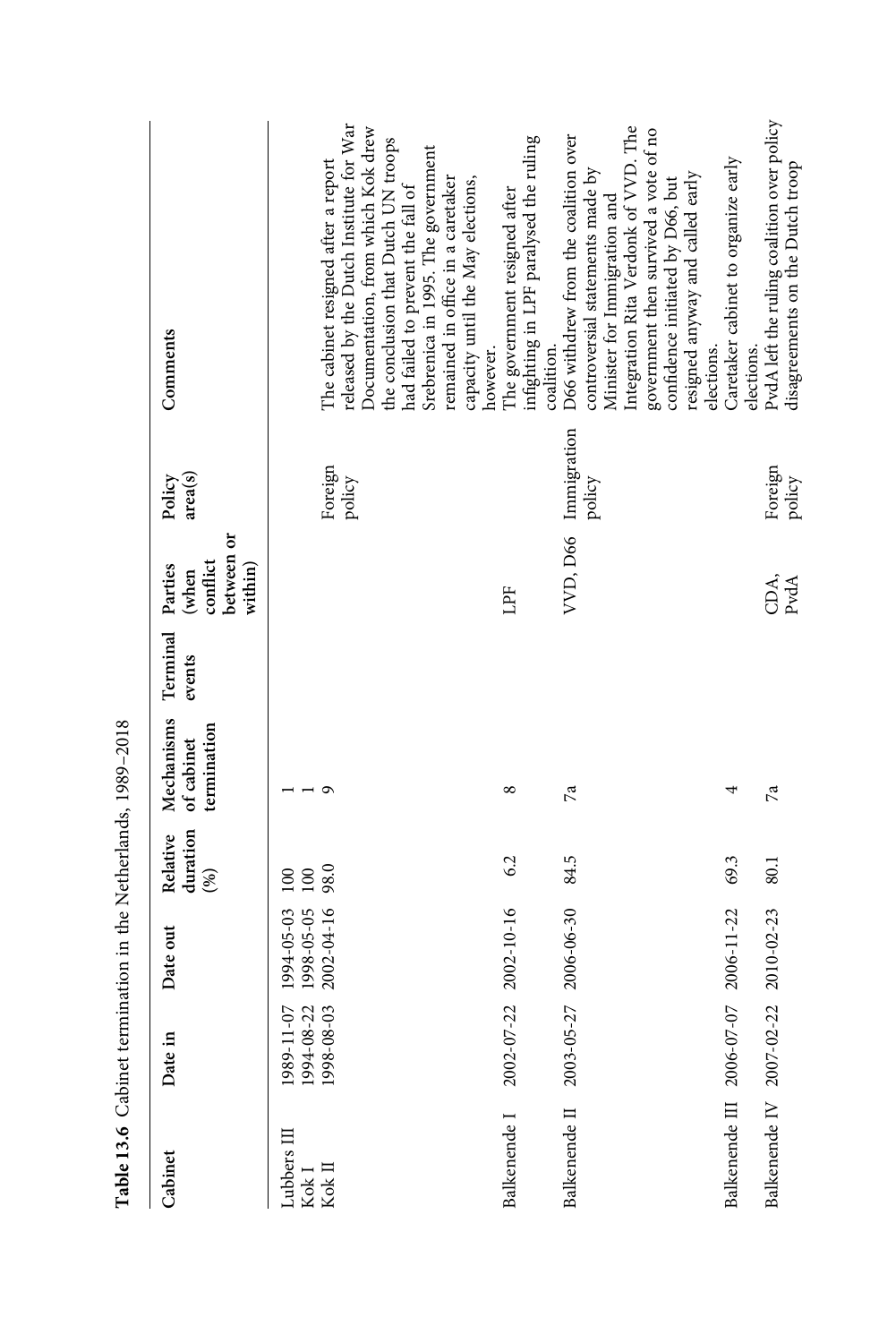**Table 13.6** Cabinet termination in the Netherlands, 1989–2018

| Cabinet | Date in | Date out | Relative duration (%) | Mechanisms of cabinet termination | Terminal events | Parties (when conflict between or within) | Policy area(s) | Comments |
|---|---|---|---|---|---|---|---|---|
| Lubbers III | 1989-11-07 | 1994-05-03 | 100 | 1 | | | | |
| Kok I | 1994-08-22 | 1998-05-05 | 100 | 1 | | | | |
| Kok II | 1998-08-03 | 2002-04-16 | 98.0 | 9 | | | Foreign policy | The cabinet resigned after a report released by the Dutch Institute for War Documentation, from which Kok drew the conclusion that Dutch UN troops had failed to prevent the fall of Srebrenica in 1995. The government remained in office in a caretaker capacity until the May elections, however. |
| Balkenende I | 2002-07-22 | 2002-10-16 | 6.2 | 8 | | LPF | | The government resigned after infighting in LPF paralysed the ruling coalition. |
| Balkenende II | 2003-05-27 | 2006-06-30 | 84.5 | 7a | | VVD, D66 | Immigration policy | D66 withdrew from the coalition over controversial statements made by Minister for Immigration and Integration Rita Verdonk of VVD. The government then survived a vote of no confidence initiated by D66, but resigned anyway and called early elections. |
| Balkenende III | 2006-07-07 | 2006-11-22 | 69.3 | 4 | | | | Caretaker cabinet to organize early elections. |
| Balkenende IV | 2007-02-22 | 2010-02-23 | 80.1 | 7a | | CDA, PvdA | Foreign policy | PvdA left the ruling coalition over policy disagreements on the Dutch troop |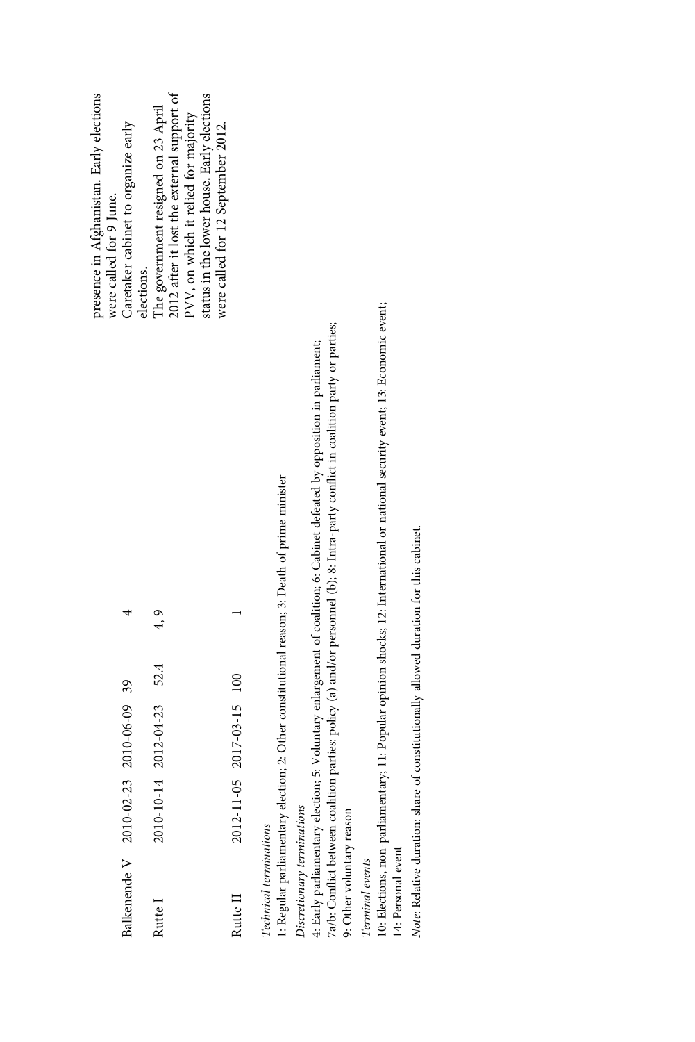|  |  |  |  |  | presence in Afghanistan. Early elections were called for 9 June. |
|---|---|---|---|---|---|
| Balkenende V | 2010-02-23 | 2010-06-09 | 39 | 4 | Caretaker cabinet to organize early elections. |
| Rutte I | 2010-10-14 | 2012-04-23 | 52.4 | 4, 9 | The government resigned on 23 April 2012 after it lost the external support of PVV, on which it relied for majority status in the lower house. Early elections were called for 12 September 2012. |
| Rutte II | 2012-11-05 | 2017-03-15 | 100 | 1 |  |

*Technical terminations*

1: Regular parliamentary election; 2: Other constitutional reason; 3: Death of prime minister

*Discretionary terminations*

4: Early parliamentary election; 5: Voluntary enlargement of coalition; 6: Cabinet defeated by opposition in parliament;
7a/b: Conflict between coalition parties: policy (a) and/or personnel (b); 8: Intra-party conflict in coalition party or parties;
9: Other voluntary reason

*Terminal events*

10: Elections, non-parliamentary; 11: Popular opinion shocks; 12: International or national security event; 13: Economic event;
14: Personal event

*Note*: Relative duration: share of constitutionally allowed duration for this cabinet.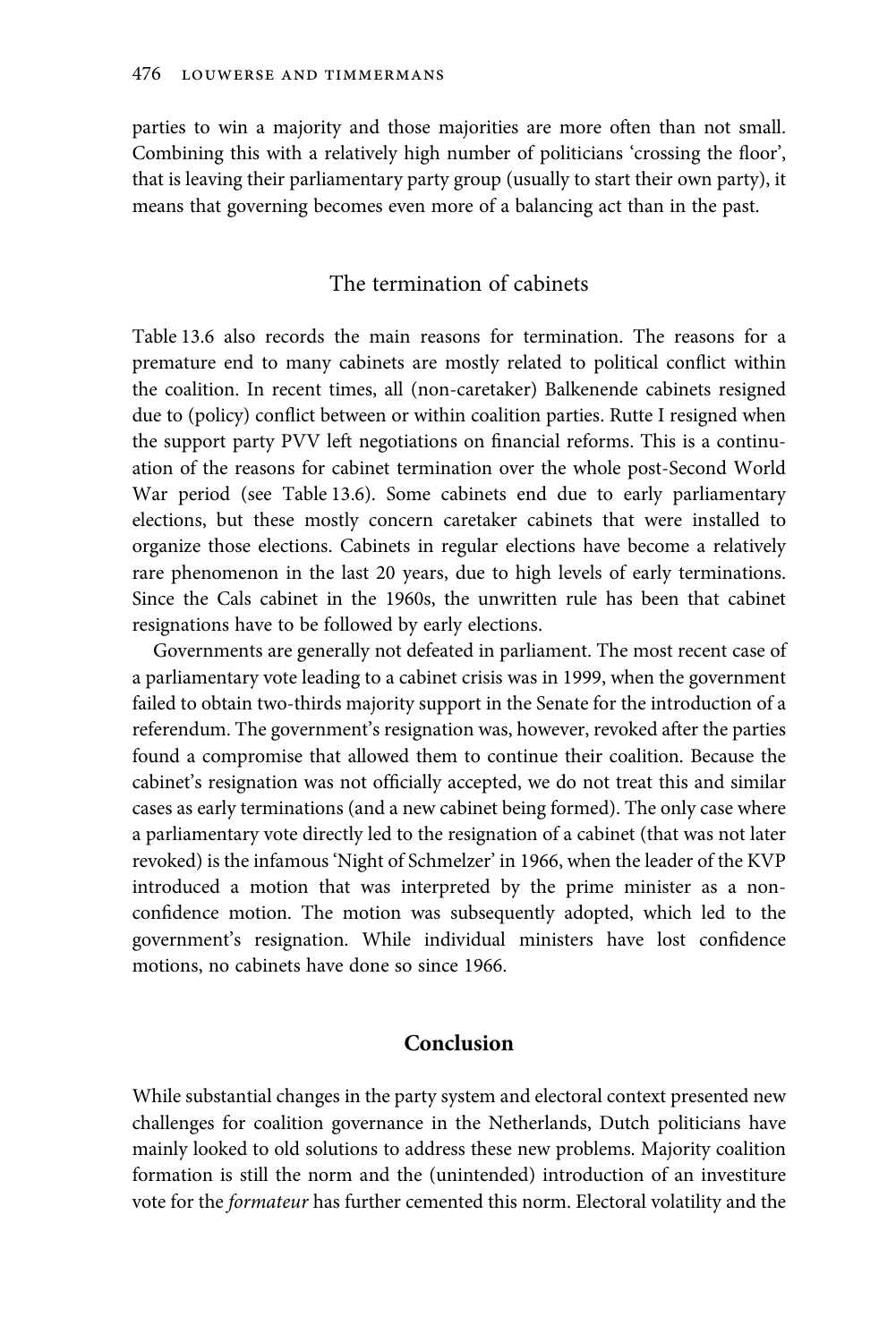parties to win a majority and those majorities are more often than not small. Combining this with a relatively high number of politicians 'crossing the floor', that is leaving their parliamentary party group (usually to start their own party), it means that governing becomes even more of a balancing act than in the past.

## The termination of cabinets

Table 13.6 also records the main reasons for termination. The reasons for a premature end to many cabinets are mostly related to political conflict within the coalition. In recent times, all (non-caretaker) Balkenende cabinets resigned due to (policy) conflict between or within coalition parties. Rutte I resigned when the support party PVV left negotiations on financial reforms. This is a continuation of the reasons for cabinet termination over the whole post-Second World War period (see Table 13.6). Some cabinets end due to early parliamentary elections, but these mostly concern caretaker cabinets that were installed to organize those elections. Cabinets in regular elections have become a relatively rare phenomenon in the last 20 years, due to high levels of early terminations. Since the Cals cabinet in the 1960s, the unwritten rule has been that cabinet resignations have to be followed by early elections.

Governments are generally not defeated in parliament. The most recent case of a parliamentary vote leading to a cabinet crisis was in 1999, when the government failed to obtain two-thirds majority support in the Senate for the introduction of a referendum. The government's resignation was, however, revoked after the parties found a compromise that allowed them to continue their coalition. Because the cabinet's resignation was not officially accepted, we do not treat this and similar cases as early terminations (and a new cabinet being formed). The only case where a parliamentary vote directly led to the resignation of a cabinet (that was not later revoked) is the infamous 'Night of Schmelzer' in 1966, when the leader of the KVP introduced a motion that was interpreted by the prime minister as a non-confidence motion. The motion was subsequently adopted, which led to the government's resignation. While individual ministers have lost confidence motions, no cabinets have done so since 1966.

## Conclusion

While substantial changes in the party system and electoral context presented new challenges for coalition governance in the Netherlands, Dutch politicians have mainly looked to old solutions to address these new problems. Majority coalition formation is still the norm and the (unintended) introduction of an investiture vote for the *formateur* has further cemented this norm. Electoral volatility and the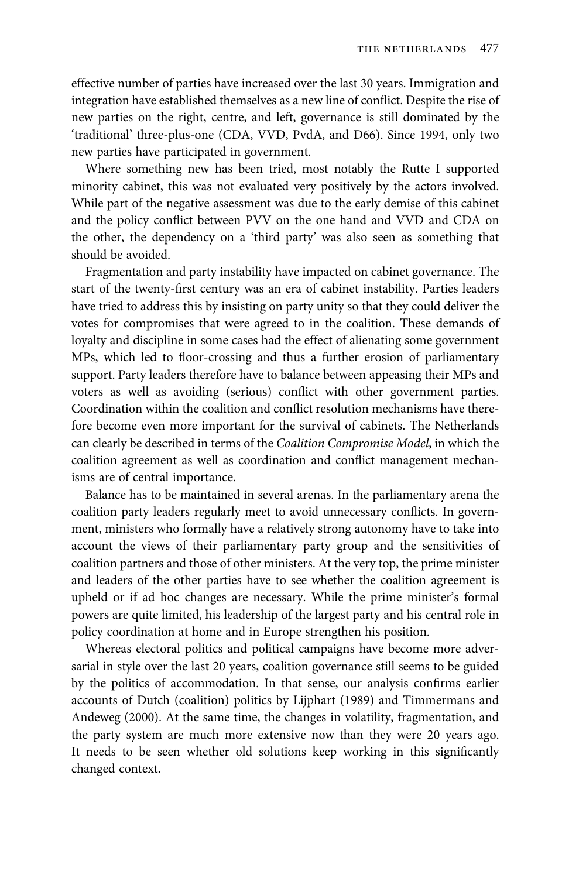effective number of parties have increased over the last 30 years. Immigration and integration have established themselves as a new line of conflict. Despite the rise of new parties on the right, centre, and left, governance is still dominated by the 'traditional' three-plus-one (CDA, VVD, PvdA, and D66). Since 1994, only two new parties have participated in government.

Where something new has been tried, most notably the Rutte I supported minority cabinet, this was not evaluated very positively by the actors involved. While part of the negative assessment was due to the early demise of this cabinet and the policy conflict between PVV on the one hand and VVD and CDA on the other, the dependency on a 'third party' was also seen as something that should be avoided.

Fragmentation and party instability have impacted on cabinet governance. The start of the twenty-first century was an era of cabinet instability. Parties leaders have tried to address this by insisting on party unity so that they could deliver the votes for compromises that were agreed to in the coalition. These demands of loyalty and discipline in some cases had the effect of alienating some government MPs, which led to floor-crossing and thus a further erosion of parliamentary support. Party leaders therefore have to balance between appeasing their MPs and voters as well as avoiding (serious) conflict with other government parties. Coordination within the coalition and conflict resolution mechanisms have therefore become even more important for the survival of cabinets. The Netherlands can clearly be described in terms of the *Coalition Compromise Model*, in which the coalition agreement as well as coordination and conflict management mechanisms are of central importance.

Balance has to be maintained in several arenas. In the parliamentary arena the coalition party leaders regularly meet to avoid unnecessary conflicts. In government, ministers who formally have a relatively strong autonomy have to take into account the views of their parliamentary party group and the sensitivities of coalition partners and those of other ministers. At the very top, the prime minister and leaders of the other parties have to see whether the coalition agreement is upheld or if ad hoc changes are necessary. While the prime minister's formal powers are quite limited, his leadership of the largest party and his central role in policy coordination at home and in Europe strengthen his position.

Whereas electoral politics and political campaigns have become more adversarial in style over the last 20 years, coalition governance still seems to be guided by the politics of accommodation. In that sense, our analysis confirms earlier accounts of Dutch (coalition) politics by Lijphart (1989) and Timmermans and Andeweg (2000). At the same time, the changes in volatility, fragmentation, and the party system are much more extensive now than they were 20 years ago. It needs to be seen whether old solutions keep working in this significantly changed context.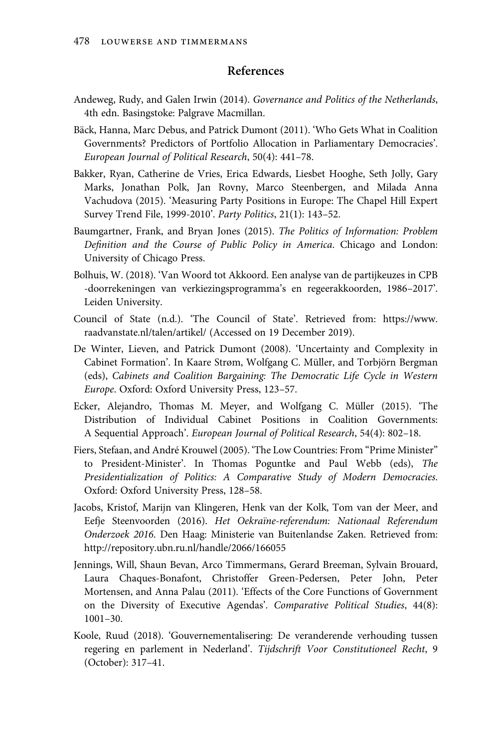## References

Andeweg, Rudy, and Galen Irwin (2014). *Governance and Politics of the Netherlands*, 4th edn. Basingstoke: Palgrave Macmillan.

Bäck, Hanna, Marc Debus, and Patrick Dumont (2011). 'Who Gets What in Coalition Governments? Predictors of Portfolio Allocation in Parliamentary Democracies'. *European Journal of Political Research*, 50(4): 441–78.

Bakker, Ryan, Catherine de Vries, Erica Edwards, Liesbet Hooghe, Seth Jolly, Gary Marks, Jonathan Polk, Jan Rovny, Marco Steenbergen, and Milada Anna Vachudova (2015). 'Measuring Party Positions in Europe: The Chapel Hill Expert Survey Trend File, 1999-2010'. *Party Politics*, 21(1): 143–52.

Baumgartner, Frank, and Bryan Jones (2015). *The Politics of Information: Problem Definition and the Course of Public Policy in America*. Chicago and London: University of Chicago Press.

Bolhuis, W. (2018). 'Van Woord tot Akkoord. Een analyse van de partijkeuzes in CPB -doorrekeningen van verkiezingsprogramma's en regeerakkoorden, 1986–2017'. Leiden University.

Council of State (n.d.). 'The Council of State'. Retrieved from: https://www.raadvanstate.nl/talen/artikel/ (Accessed on 19 December 2019).

De Winter, Lieven, and Patrick Dumont (2008). 'Uncertainty and Complexity in Cabinet Formation'. In Kaare Strøm, Wolfgang C. Müller, and Torbjörn Bergman (eds), *Cabinets and Coalition Bargaining: The Democratic Life Cycle in Western Europe*. Oxford: Oxford University Press, 123–57.

Ecker, Alejandro, Thomas M. Meyer, and Wolfgang C. Müller (2015). 'The Distribution of Individual Cabinet Positions in Coalition Governments: A Sequential Approach'. *European Journal of Political Research*, 54(4): 802–18.

Fiers, Stefaan, and André Krouwel (2005). 'The Low Countries: From "Prime Minister" to President-Minister'. In Thomas Poguntke and Paul Webb (eds), *The Presidentialization of Politics: A Comparative Study of Modern Democracies*. Oxford: Oxford University Press, 128–58.

Jacobs, Kristof, Marijn van Klingeren, Henk van der Kolk, Tom van der Meer, and Eefje Steenvoorden (2016). *Het Oekraïne-referendum: Nationaal Referendum Onderzoek 2016*. Den Haag: Ministerie van Buitenlandse Zaken. Retrieved from: http://repository.ubn.ru.nl/handle/2066/166055

Jennings, Will, Shaun Bevan, Arco Timmermans, Gerard Breeman, Sylvain Brouard, Laura Chaques-Bonafont, Christoffer Green-Pedersen, Peter John, Peter Mortensen, and Anna Palau (2011). 'Effects of the Core Functions of Government on the Diversity of Executive Agendas'. *Comparative Political Studies*, 44(8): 1001–30.

Koole, Ruud (2018). 'Gouvernementalisering: De veranderende verhouding tussen regering en parlement in Nederland'. *Tijdschrift Voor Constitutioneel Recht*, 9 (October): 317–41.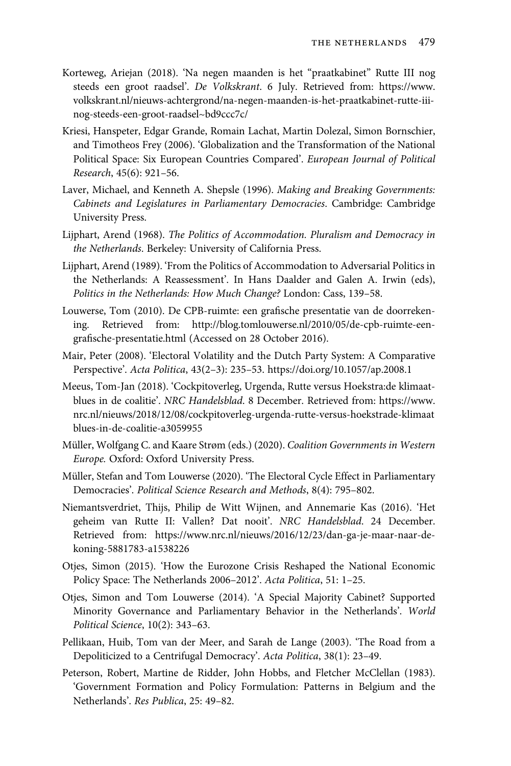Korteweg, Ariejan (2018). 'Na negen maanden is het "praatkabinet" Rutte III nog steeds een groot raadsel'. *De Volkskrant*. 6 July. Retrieved from: https://www.volkskrant.nl/nieuws-achtergrond/na-negen-maanden-is-het-praatkabinet-rutte-iii-nog-steeds-een-groot-raadsel~bd9ccc7c/

Kriesi, Hanspeter, Edgar Grande, Romain Lachat, Martin Dolezal, Simon Bornschier, and Timotheos Frey (2006). 'Globalization and the Transformation of the National Political Space: Six European Countries Compared'. *European Journal of Political Research*, 45(6): 921–56.

Laver, Michael, and Kenneth A. Shepsle (1996). *Making and Breaking Governments: Cabinets and Legislatures in Parliamentary Democracies*. Cambridge: Cambridge University Press.

Lijphart, Arend (1968). *The Politics of Accommodation. Pluralism and Democracy in the Netherlands*. Berkeley: University of California Press.

Lijphart, Arend (1989). 'From the Politics of Accommodation to Adversarial Politics in the Netherlands: A Reassessment'. In Hans Daalder and Galen A. Irwin (eds), *Politics in the Netherlands: How Much Change?* London: Cass, 139–58.

Louwerse, Tom (2010). De CPB-ruimte: een grafische presentatie van de doorrekening. Retrieved from: http://blog.tomlouwerse.nl/2010/05/de-cpb-ruimte-een-grafische-presentatie.html (Accessed on 28 October 2016).

Mair, Peter (2008). 'Electoral Volatility and the Dutch Party System: A Comparative Perspective'. *Acta Politica*, 43(2–3): 235–53. https://doi.org/10.1057/ap.2008.1

Meeus, Tom-Jan (2018). 'Cockpitoverleg, Urgenda, Rutte versus Hoekstra:de klimaatblues in de coalitie'. *NRC Handelsblad*. 8 December. Retrieved from: https://www.nrc.nl/nieuws/2018/12/08/cockpitoverleg-urgenda-rutte-versus-hoekstrade-klimaat blues-in-de-coalitie-a3059955

Müller, Wolfgang C. and Kaare Strøm (eds.) (2020). *Coalition Governments in Western Europe.* Oxford: Oxford University Press.

Müller, Stefan and Tom Louwerse (2020). 'The Electoral Cycle Effect in Parliamentary Democracies'. *Political Science Research and Methods*, 8(4): 795–802.

Niemantsverdriet, Thijs, Philip de Witt Wijnen, and Annemarie Kas (2016). 'Het geheim van Rutte II: Vallen? Dat nooit'. *NRC Handelsblad*. 24 December. Retrieved from: https://www.nrc.nl/nieuws/2016/12/23/dan-ga-je-maar-naar-de-koning-5881783-a1538226

Otjes, Simon (2015). 'How the Eurozone Crisis Reshaped the National Economic Policy Space: The Netherlands 2006–2012'. *Acta Politica*, 51: 1–25.

Otjes, Simon and Tom Louwerse (2014). 'A Special Majority Cabinet? Supported Minority Governance and Parliamentary Behavior in the Netherlands'. *World Political Science*, 10(2): 343–63.

Pellikaan, Huib, Tom van der Meer, and Sarah de Lange (2003). 'The Road from a Depoliticized to a Centrifugal Democracy'. *Acta Politica*, 38(1): 23–49.

Peterson, Robert, Martine de Ridder, John Hobbs, and Fletcher McClellan (1983). 'Government Formation and Policy Formulation: Patterns in Belgium and the Netherlands'. *Res Publica*, 25: 49–82.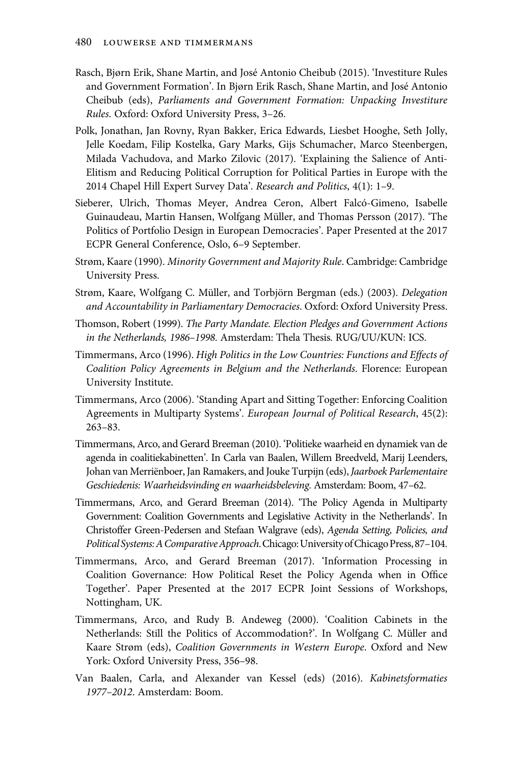Rasch, Bjørn Erik, Shane Martin, and José Antonio Cheibub (2015). 'Investiture Rules and Government Formation'. In Bjørn Erik Rasch, Shane Martin, and José Antonio Cheibub (eds), *Parliaments and Government Formation: Unpacking Investiture Rules*. Oxford: Oxford University Press, 3–26.

Polk, Jonathan, Jan Rovny, Ryan Bakker, Erica Edwards, Liesbet Hooghe, Seth Jolly, Jelle Koedam, Filip Kostelka, Gary Marks, Gijs Schumacher, Marco Steenbergen, Milada Vachudova, and Marko Zilovic (2017). 'Explaining the Salience of Anti-Elitism and Reducing Political Corruption for Political Parties in Europe with the 2014 Chapel Hill Expert Survey Data'. *Research and Politics*, 4(1): 1–9.

Sieberer, Ulrich, Thomas Meyer, Andrea Ceron, Albert Falcó-Gimeno, Isabelle Guinaudeau, Martin Hansen, Wolfgang Müller, and Thomas Persson (2017). 'The Politics of Portfolio Design in European Democracies'. Paper Presented at the 2017 ECPR General Conference, Oslo, 6–9 September.

Strøm, Kaare (1990). *Minority Government and Majority Rule*. Cambridge: Cambridge University Press.

Strøm, Kaare, Wolfgang C. Müller, and Torbjörn Bergman (eds.) (2003). *Delegation and Accountability in Parliamentary Democracies*. Oxford: Oxford University Press.

Thomson, Robert (1999). *The Party Mandate. Election Pledges and Government Actions in the Netherlands, 1986–1998*. Amsterdam: Thela Thesis. RUG/UU/KUN: ICS.

Timmermans, Arco (1996). *High Politics in the Low Countries: Functions and Effects of Coalition Policy Agreements in Belgium and the Netherlands*. Florence: European University Institute.

Timmermans, Arco (2006). 'Standing Apart and Sitting Together: Enforcing Coalition Agreements in Multiparty Systems'. *European Journal of Political Research*, 45(2): 263–83.

Timmermans, Arco, and Gerard Breeman (2010). 'Politieke waarheid en dynamiek van de agenda in coalitiekabinetten'. In Carla van Baalen, Willem Breedveld, Marij Leenders, Johan van Merriënboer, Jan Ramakers, and Jouke Turpijn (eds), *Jaarboek Parlementaire Geschiedenis: Waarheidsvinding en waarheidsbeleving*. Amsterdam: Boom, 47–62.

Timmermans, Arco, and Gerard Breeman (2014). 'The Policy Agenda in Multiparty Government: Coalition Governments and Legislative Activity in the Netherlands'. In Christoffer Green-Pedersen and Stefaan Walgrave (eds), *Agenda Setting, Policies, and Political Systems: A Comparative Approach*. Chicago: University of Chicago Press, 87–104.

Timmermans, Arco, and Gerard Breeman (2017). 'Information Processing in Coalition Governance: How Political Reset the Policy Agenda when in Office Together'. Paper Presented at the 2017 ECPR Joint Sessions of Workshops, Nottingham, UK.

Timmermans, Arco, and Rudy B. Andeweg (2000). 'Coalition Cabinets in the Netherlands: Still the Politics of Accommodation?'. In Wolfgang C. Müller and Kaare Strøm (eds), *Coalition Governments in Western Europe*. Oxford and New York: Oxford University Press, 356–98.

Van Baalen, Carla, and Alexander van Kessel (eds) (2016). *Kabinetsformaties 1977–2012*. Amsterdam: Boom.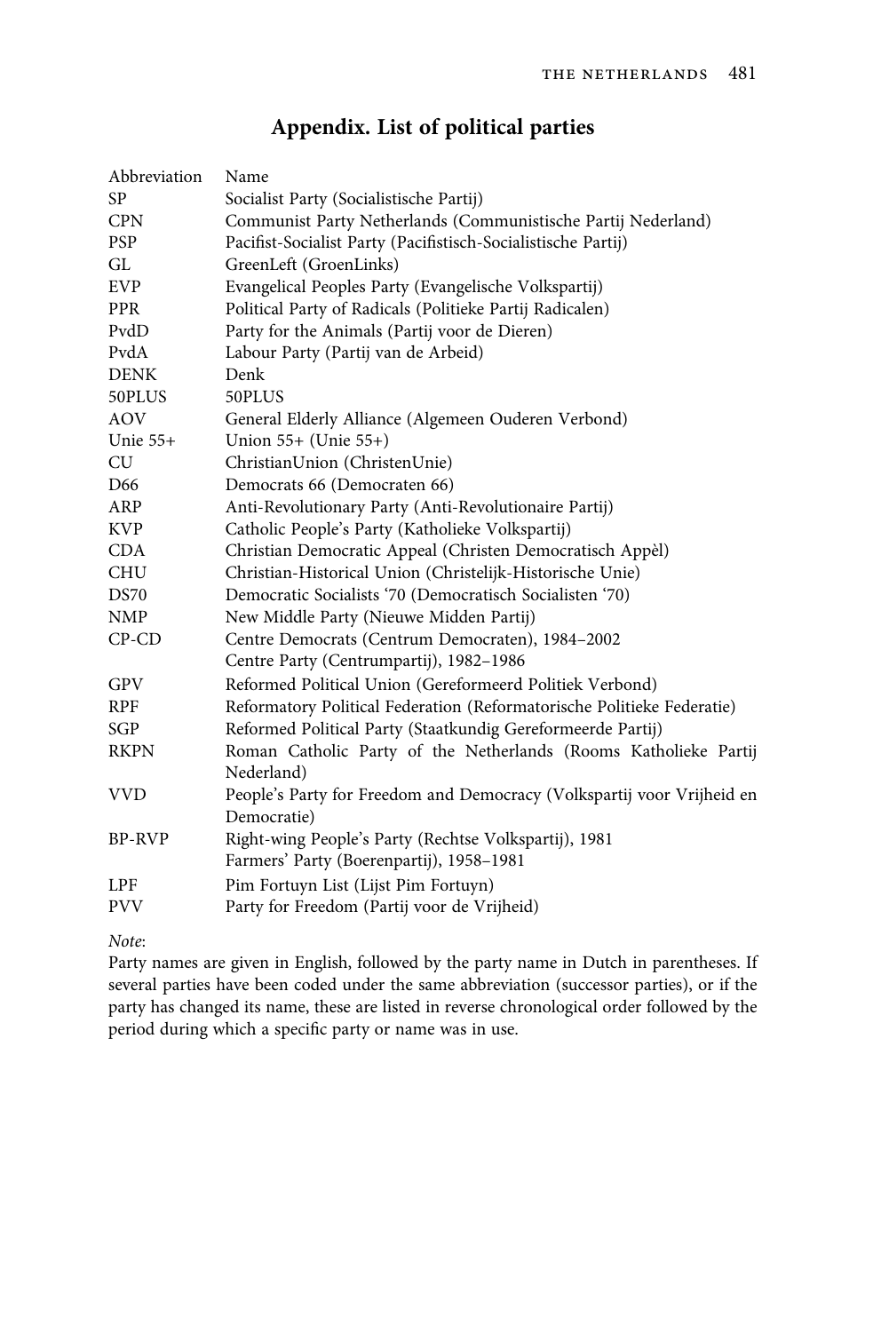## Appendix. List of political parties

| Abbreviation | Name |
|---|---|
| SP | Socialist Party (Socialistische Partij) |
| CPN | Communist Party Netherlands (Communistische Partij Nederland) |
| PSP | Pacifist-Socialist Party (Pacifistisch-Socialistische Partij) |
| GL | GreenLeft (GroenLinks) |
| EVP | Evangelical Peoples Party (Evangelische Volkspartij) |
| PPR | Political Party of Radicals (Politieke Partij Radicalen) |
| PvdD | Party for the Animals (Partij voor de Dieren) |
| PvdA | Labour Party (Partij van de Arbeid) |
| DENK | Denk |
| 50PLUS | 50PLUS |
| AOV | General Elderly Alliance (Algemeen Ouderen Verbond) |
| Unie 55+ | Union 55+ (Unie 55+) |
| CU | ChristianUnion (ChristenUnie) |
| D66 | Democrats 66 (Democraten 66) |
| ARP | Anti-Revolutionary Party (Anti-Revolutionaire Partij) |
| KVP | Catholic People's Party (Katholieke Volkspartij) |
| CDA | Christian Democratic Appeal (Christen Democratisch Appèl) |
| CHU | Christian-Historical Union (Christelijk-Historische Unie) |
| DS70 | Democratic Socialists '70 (Democratisch Socialisten '70) |
| NMP | New Middle Party (Nieuwe Midden Partij) |
| CP-CD | Centre Democrats (Centrum Democraten), 1984–2002<br>Centre Party (Centrumpartij), 1982–1986 |
| GPV | Reformed Political Union (Gereformeerd Politiek Verbond) |
| RPF | Reformatory Political Federation (Reformatorische Politieke Federatie) |
| SGP | Reformed Political Party (Staatkundig Gereformeerde Partij) |
| RKPN | Roman Catholic Party of the Netherlands (Rooms Katholieke Partij Nederland) |
| VVD | People's Party for Freedom and Democracy (Volkspartij voor Vrijheid en Democratie) |
| BP-RVP | Right-wing People's Party (Rechtse Volkspartij), 1981<br>Farmers' Party (Boerenpartij), 1958–1981 |
| LPF | Pim Fortuyn List (Lijst Pim Fortuyn) |
| PVV | Party for Freedom (Partij voor de Vrijheid) |

*Note*:
Party names are given in English, followed by the party name in Dutch in parentheses. If several parties have been coded under the same abbreviation (successor parties), or if the party has changed its name, these are listed in reverse chronological order followed by the period during which a specific party or name was in use.